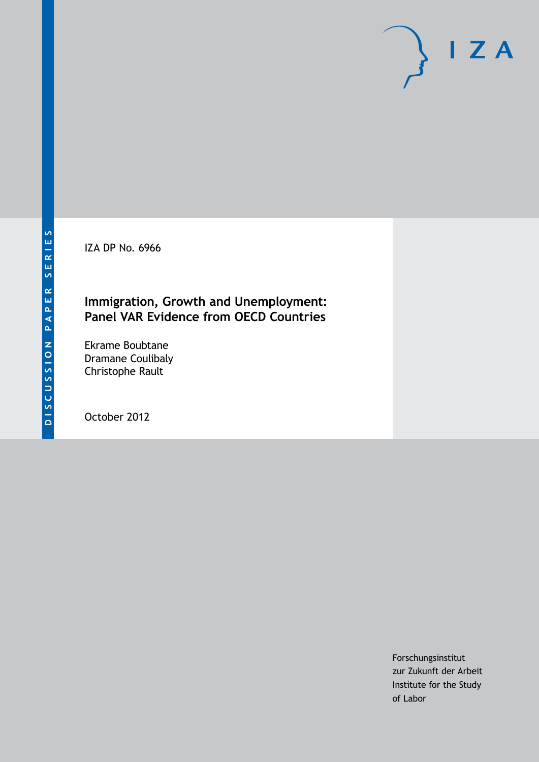DISCUSSION PAPER SERIES

I Z A

IZA DP No. 6966

# Immigration, Growth and Unemployment: Panel VAR Evidence from OECD Countries

Ekrame Boubtane
Dramane Coulibaly
Christophe Rault

October 2012

Forschungsinstitut
zur Zukunft der Arbeit
Institute for the Study
of Labor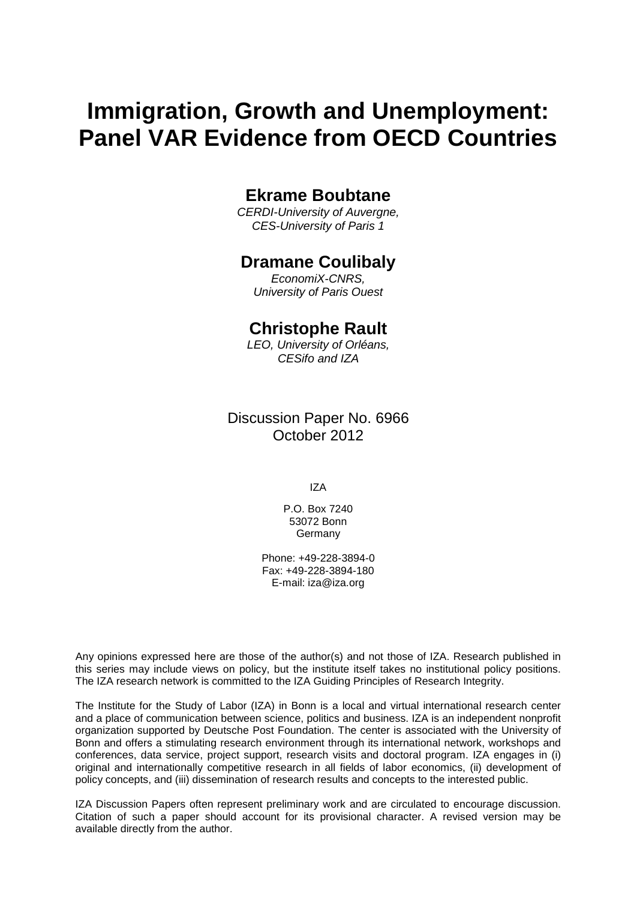# Immigration, Growth and Unemployment: Panel VAR Evidence from OECD Countries

## Ekrame Boubtane

*CERDI-University of Auvergne,*
*CES-University of Paris 1*

## Dramane Coulibaly

*EconomiX-CNRS,*
*University of Paris Ouest*

## Christophe Rault

*LEO, University of Orléans,*
*CESifo and IZA*

Discussion Paper No. 6966
October 2012

IZA

P.O. Box 7240
53072 Bonn
Germany

Phone: +49-228-3894-0
Fax: +49-228-3894-180
E-mail: iza@iza.org

Any opinions expressed here are those of the author(s) and not those of IZA. Research published in this series may include views on policy, but the institute itself takes no institutional policy positions. The IZA research network is committed to the IZA Guiding Principles of Research Integrity.

The Institute for the Study of Labor (IZA) in Bonn is a local and virtual international research center and a place of communication between science, politics and business. IZA is an independent nonprofit organization supported by Deutsche Post Foundation. The center is associated with the University of Bonn and offers a stimulating research environment through its international network, workshops and conferences, data service, project support, research visits and doctoral program. IZA engages in (i) original and internationally competitive research in all fields of labor economics, (ii) development of policy concepts, and (iii) dissemination of research results and concepts to the interested public.

IZA Discussion Papers often represent preliminary work and are circulated to encourage discussion. Citation of such a paper should account for its provisional character. A revised version may be available directly from the author.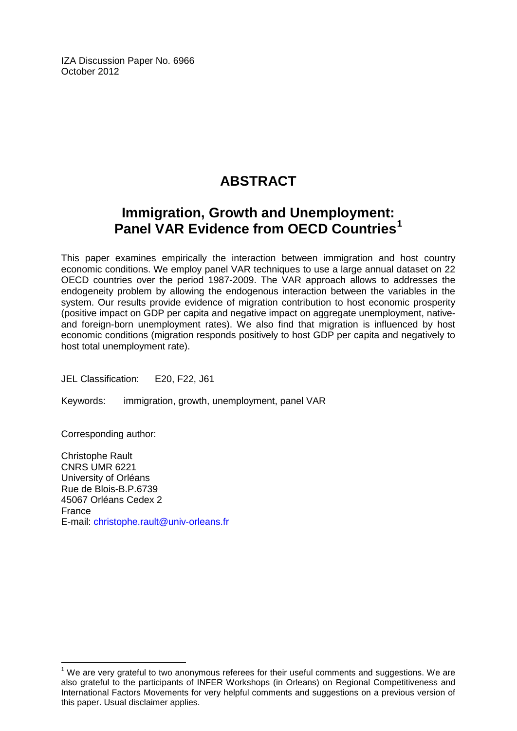IZA Discussion Paper No. 6966
October 2012

# ABSTRACT

## Immigration, Growth and Unemployment: Panel VAR Evidence from OECD Countries[1]

This paper examines empirically the interaction between immigration and host country economic conditions. We employ panel VAR techniques to use a large annual dataset on 22 OECD countries over the period 1987-2009. The VAR approach allows to addresses the endogeneity problem by allowing the endogenous interaction between the variables in the system. Our results provide evidence of migration contribution to host economic prosperity (positive impact on GDP per capita and negative impact on aggregate unemployment, native- and foreign-born unemployment rates). We also find that migration is influenced by host economic conditions (migration responds positively to host GDP per capita and negatively to host total unemployment rate).

JEL Classification: E20, F22, J61

Keywords: immigration, growth, unemployment, panel VAR

Corresponding author:

Christophe Rault
CNRS UMR 6221
University of Orléans
Rue de Blois-B.P.6739
45067 Orléans Cedex 2
France
E-mail: christophe.rault@univ-orleans.fr

---

[1] We are very grateful to two anonymous referees for their useful comments and suggestions. We are also grateful to the participants of INFER Workshops (in Orleans) on Regional Competitiveness and International Factors Movements for very helpful comments and suggestions on a previous version of this paper. Usual disclaimer applies.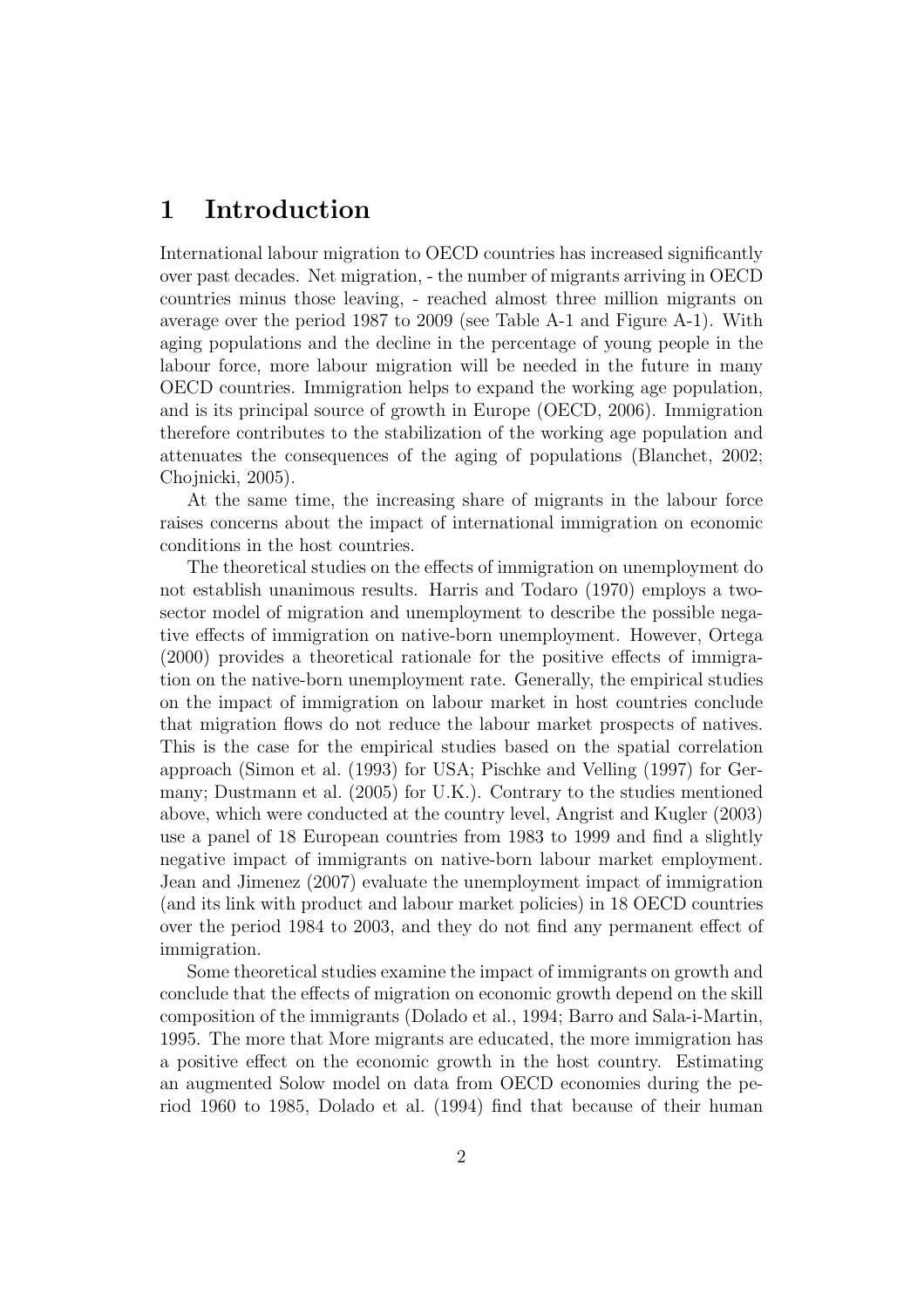# 1 Introduction

International labour migration to OECD countries has increased significantly over past decades. Net migration, - the number of migrants arriving in OECD countries minus those leaving, - reached almost three million migrants on average over the period 1987 to 2009 (see Table A-1 and Figure A-1). With aging populations and the decline in the percentage of young people in the labour force, more labour migration will be needed in the future in many OECD countries. Immigration helps to expand the working age population, and is its principal source of growth in Europe (OECD, 2006). Immigration therefore contributes to the stabilization of the working age population and attenuates the consequences of the aging of populations (Blanchet, 2002; Chojnicki, 2005).

At the same time, the increasing share of migrants in the labour force raises concerns about the impact of international immigration on economic conditions in the host countries.

The theoretical studies on the effects of immigration on unemployment do not establish unanimous results. Harris and Todaro (1970) employs a two-sector model of migration and unemployment to describe the possible negative effects of immigration on native-born unemployment. However, Ortega (2000) provides a theoretical rationale for the positive effects of immigration on the native-born unemployment rate. Generally, the empirical studies on the impact of immigration on labour market in host countries conclude that migration flows do not reduce the labour market prospects of natives. This is the case for the empirical studies based on the spatial correlation approach (Simon et al. (1993) for USA; Pischke and Velling (1997) for Germany; Dustmann et al. (2005) for U.K.). Contrary to the studies mentioned above, which were conducted at the country level, Angrist and Kugler (2003) use a panel of 18 European countries from 1983 to 1999 and find a slightly negative impact of immigrants on native-born labour market employment. Jean and Jimenez (2007) evaluate the unemployment impact of immigration (and its link with product and labour market policies) in 18 OECD countries over the period 1984 to 2003, and they do not find any permanent effect of immigration.

Some theoretical studies examine the impact of immigrants on growth and conclude that the effects of migration on economic growth depend on the skill composition of the immigrants (Dolado et al., 1994; Barro and Sala-i-Martin, 1995. The more that More migrants are educated, the more immigration has a positive effect on the economic growth in the host country. Estimating an augmented Solow model on data from OECD economies during the period 1960 to 1985, Dolado et al. (1994) find that because of their human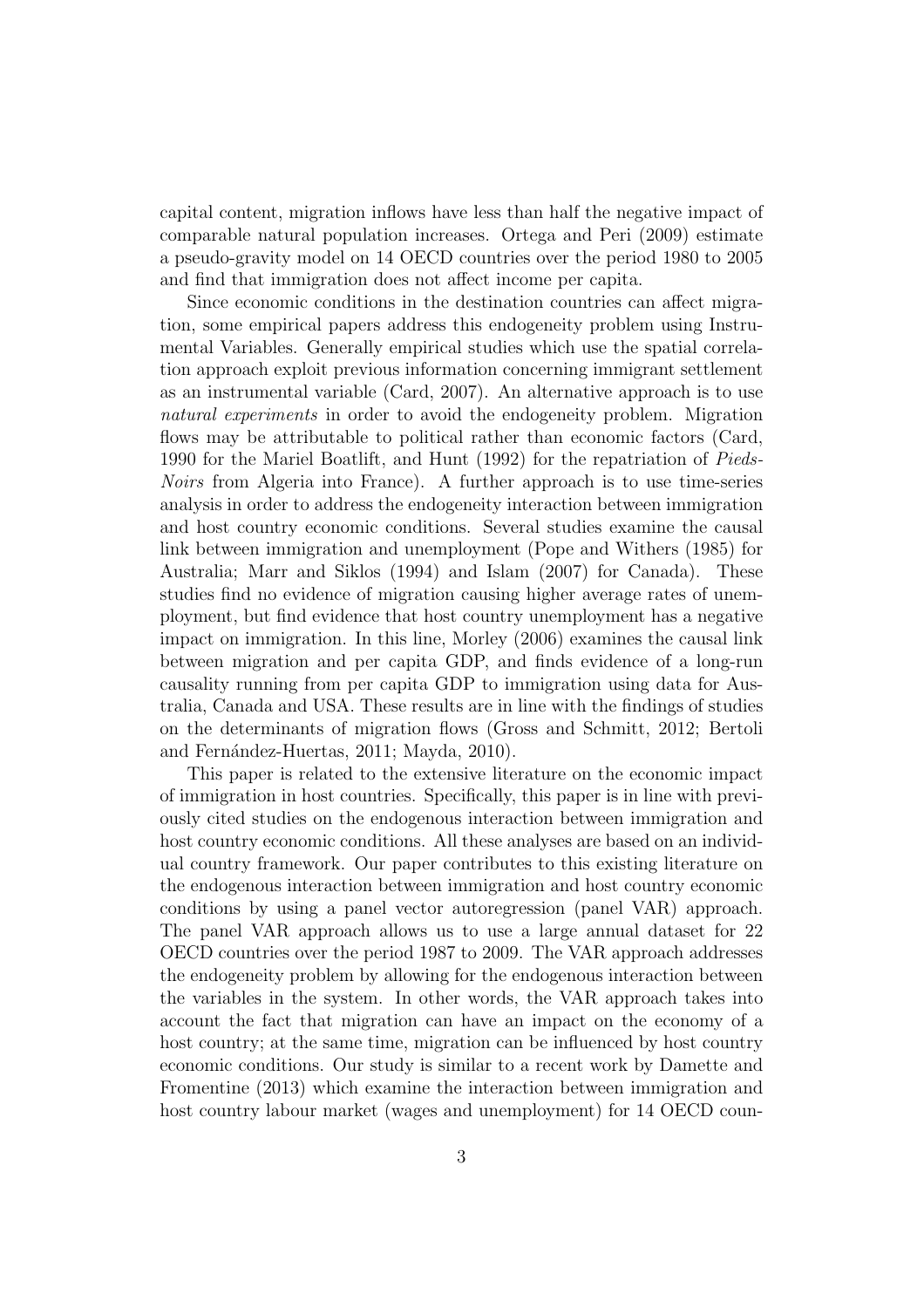capital content, migration inflows have less than half the negative impact of comparable natural population increases. Ortega and Peri (2009) estimate a pseudo-gravity model on 14 OECD countries over the period 1980 to 2005 and find that immigration does not affect income per capita.

Since economic conditions in the destination countries can affect migration, some empirical papers address this endogeneity problem using Instrumental Variables. Generally empirical studies which use the spatial correlation approach exploit previous information concerning immigrant settlement as an instrumental variable (Card, 2007). An alternative approach is to use *natural experiments* in order to avoid the endogeneity problem. Migration flows may be attributable to political rather than economic factors (Card, 1990 for the Mariel Boatlift, and Hunt (1992) for the repatriation of *Pieds-Noirs* from Algeria into France). A further approach is to use time-series analysis in order to address the endogeneity interaction between immigration and host country economic conditions. Several studies examine the causal link between immigration and unemployment (Pope and Withers (1985) for Australia; Marr and Siklos (1994) and Islam (2007) for Canada). These studies find no evidence of migration causing higher average rates of unemployment, but find evidence that host country unemployment has a negative impact on immigration. In this line, Morley (2006) examines the causal link between migration and per capita GDP, and finds evidence of a long-run causality running from per capita GDP to immigration using data for Australia, Canada and USA. These results are in line with the findings of studies on the determinants of migration flows (Gross and Schmitt, 2012; Bertoli and Fernández-Huertas, 2011; Mayda, 2010).

This paper is related to the extensive literature on the economic impact of immigration in host countries. Specifically, this paper is in line with previously cited studies on the endogenous interaction between immigration and host country economic conditions. All these analyses are based on an individual country framework. Our paper contributes to this existing literature on the endogenous interaction between immigration and host country economic conditions by using a panel vector autoregression (panel VAR) approach. The panel VAR approach allows us to use a large annual dataset for 22 OECD countries over the period 1987 to 2009. The VAR approach addresses the endogeneity problem by allowing for the endogenous interaction between the variables in the system. In other words, the VAR approach takes into account the fact that migration can have an impact on the economy of a host country; at the same time, migration can be influenced by host country economic conditions. Our study is similar to a recent work by Damette and Fromentine (2013) which examine the interaction between immigration and host country labour market (wages and unemployment) for 14 OECD coun-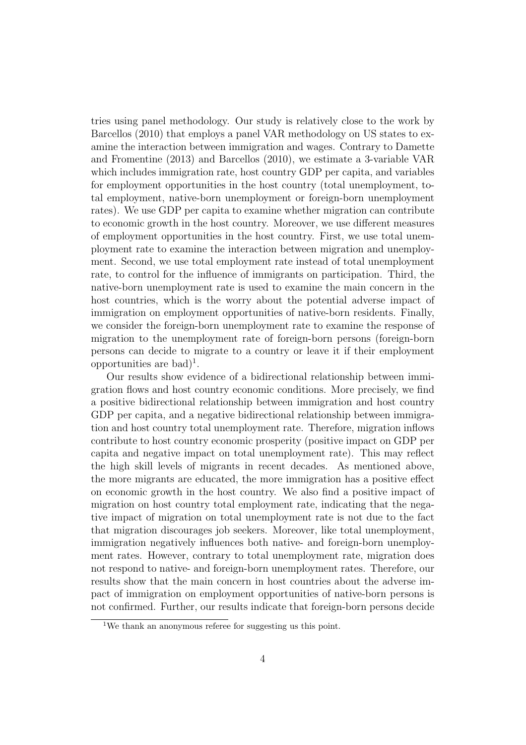tries using panel methodology. Our study is relatively close to the work by Barcellos (2010) that employs a panel VAR methodology on US states to examine the interaction between immigration and wages. Contrary to Damette and Fromentine (2013) and Barcellos (2010), we estimate a 3-variable VAR which includes immigration rate, host country GDP per capita, and variables for employment opportunities in the host country (total unemployment, total employment, native-born unemployment or foreign-born unemployment rates). We use GDP per capita to examine whether migration can contribute to economic growth in the host country. Moreover, we use different measures of employment opportunities in the host country. First, we use total unemployment rate to examine the interaction between migration and unemployment. Second, we use total employment rate instead of total unemployment rate, to control for the influence of immigrants on participation. Third, the native-born unemployment rate is used to examine the main concern in the host countries, which is the worry about the potential adverse impact of immigration on employment opportunities of native-born residents. Finally, we consider the foreign-born unemployment rate to examine the response of migration to the unemployment rate of foreign-born persons (foreign-born persons can decide to migrate to a country or leave it if their employment opportunities are bad)[1].

Our results show evidence of a bidirectional relationship between immigration flows and host country economic conditions. More precisely, we find a positive bidirectional relationship between immigration and host country GDP per capita, and a negative bidirectional relationship between immigration and host country total unemployment rate. Therefore, migration inflows contribute to host country economic prosperity (positive impact on GDP per capita and negative impact on total unemployment rate). This may reflect the high skill levels of migrants in recent decades. As mentioned above, the more migrants are educated, the more immigration has a positive effect on economic growth in the host country. We also find a positive impact of migration on host country total employment rate, indicating that the negative impact of migration on total unemployment rate is not due to the fact that migration discourages job seekers. Moreover, like total unemployment, immigration negatively influences both native- and foreign-born unemployment rates. However, contrary to total unemployment rate, migration does not respond to native- and foreign-born unemployment rates. Therefore, our results show that the main concern in host countries about the adverse impact of immigration on employment opportunities of native-born persons is not confirmed. Further, our results indicate that foreign-born persons decide

[1] We thank an anonymous referee for suggesting us this point.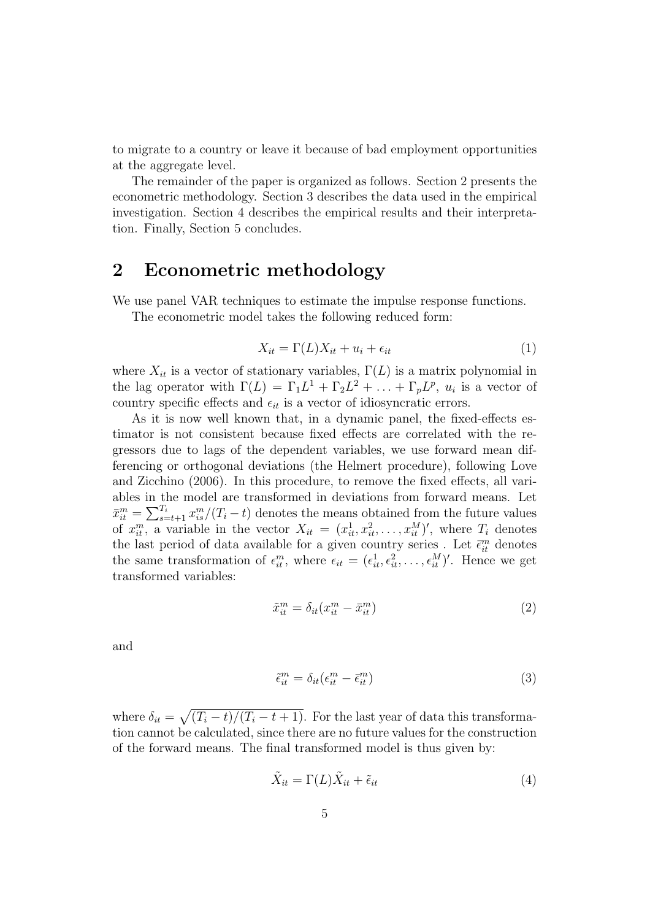to migrate to a country or leave it because of bad employment opportunities at the aggregate level.

The remainder of the paper is organized as follows. Section 2 presents the econometric methodology. Section 3 describes the data used in the empirical investigation. Section 4 describes the empirical results and their interpretation. Finally, Section 5 concludes.

## 2 Econometric methodology

We use panel VAR techniques to estimate the impulse response functions.

The econometric model takes the following reduced form:

$$X_{it} = \Gamma(L)X_{it} + u_i + \epsilon_{it} \tag{1}$$

where $X_{it}$ is a vector of stationary variables, $\Gamma(L)$ is a matrix polynomial in the lag operator with $\Gamma(L) = \Gamma_1 L^1 + \Gamma_2 L^2 + \ldots + \Gamma_p L^p$, $u_i$ is a vector of country specific effects and $\epsilon_{it}$ is a vector of idiosyncratic errors.

As it is now well known that, in a dynamic panel, the fixed-effects estimator is not consistent because fixed effects are correlated with the regressors due to lags of the dependent variables, we use forward mean differencing or orthogonal deviations (the Helmert procedure), following Love and Zicchino (2006). In this procedure, to remove the fixed effects, all variables in the model are transformed in deviations from forward means. Let $\bar{x}_{it}^m = \sum_{s=t+1}^{T_i} x_{is}^m/(T_i - t)$ denotes the means obtained from the future values of $x_{it}^m$, a variable in the vector $X_{it} = (x_{it}^1, x_{it}^2, \ldots, x_{it}^M)'$, where $T_i$ denotes the last period of data available for a given country series . Let $\bar{\epsilon}_{it}^m$ denotes the same transformation of $\epsilon_{it}^m$, where $\epsilon_{it} = (\epsilon_{it}^1, \epsilon_{it}^2, \ldots, \epsilon_{it}^M)'$. Hence we get transformed variables:

$$\tilde{x}_{it}^m = \delta_{it}(x_{it}^m - \bar{x}_{it}^m) \tag{2}$$

and

$$\tilde{\epsilon}_{it}^m = \delta_{it}(\epsilon_{it}^m - \bar{\epsilon}_{it}^m) \tag{3}$$

where $\delta_{it} = \sqrt{(T_i - t)/(T_i - t + 1)}$. For the last year of data this transformation cannot be calculated, since there are no future values for the construction of the forward means. The final transformed model is thus given by:

$$\tilde{X}_{it} = \Gamma(L)\tilde{X}_{it} + \tilde{\epsilon}_{it} \tag{4}$$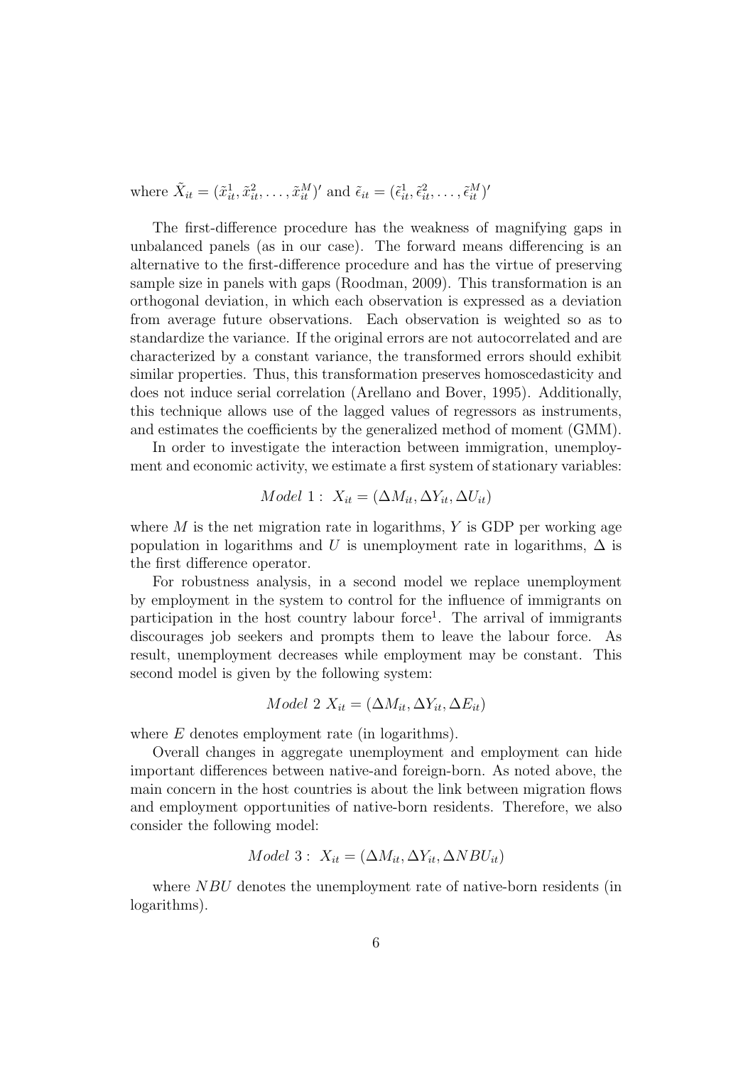where $\tilde{X}_{it} = (\tilde{x}^1_{it}, \tilde{x}^2_{it}, \ldots, \tilde{x}^M_{it})'$ and $\tilde{\epsilon}_{it} = (\tilde{\epsilon}^1_{it}, \tilde{\epsilon}^2_{it}, \ldots, \tilde{\epsilon}^M_{it})'$

The first-difference procedure has the weakness of magnifying gaps in unbalanced panels (as in our case). The forward means differencing is an alternative to the first-difference procedure and has the virtue of preserving sample size in panels with gaps (Roodman, 2009). This transformation is an orthogonal deviation, in which each observation is expressed as a deviation from average future observations. Each observation is weighted so as to standardize the variance. If the original errors are not autocorrelated and are characterized by a constant variance, the transformed errors should exhibit similar properties. Thus, this transformation preserves homoscedasticity and does not induce serial correlation (Arellano and Bover, 1995). Additionally, this technique allows use of the lagged values of regressors as instruments, and estimates the coefficients by the generalized method of moment (GMM).

In order to investigate the interaction between immigration, unemployment and economic activity, we estimate a first system of stationary variables:

$$Model\ 1: \ X_{it} = (\Delta M_{it}, \Delta Y_{it}, \Delta U_{it})$$

where $M$ is the net migration rate in logarithms, $Y$ is GDP per working age population in logarithms and $U$ is unemployment rate in logarithms, $\Delta$ is the first difference operator.

For robustness analysis, in a second model we replace unemployment by employment in the system to control for the influence of immigrants on participation in the host country labour force[1]. The arrival of immigrants discourages job seekers and prompts them to leave the labour force. As result, unemployment decreases while employment may be constant. This second model is given by the following system:

$$Model\ 2\ X_{it} = (\Delta M_{it}, \Delta Y_{it}, \Delta E_{it})$$

where $E$ denotes employment rate (in logarithms).

Overall changes in aggregate unemployment and employment can hide important differences between native-and foreign-born. As noted above, the main concern in the host countries is about the link between migration flows and employment opportunities of native-born residents. Therefore, we also consider the following model:

$$Model\ 3: \ X_{it} = (\Delta M_{it}, \Delta Y_{it}, \Delta NBU_{it})$$

where $NBU$ denotes the unemployment rate of native-born residents (in logarithms).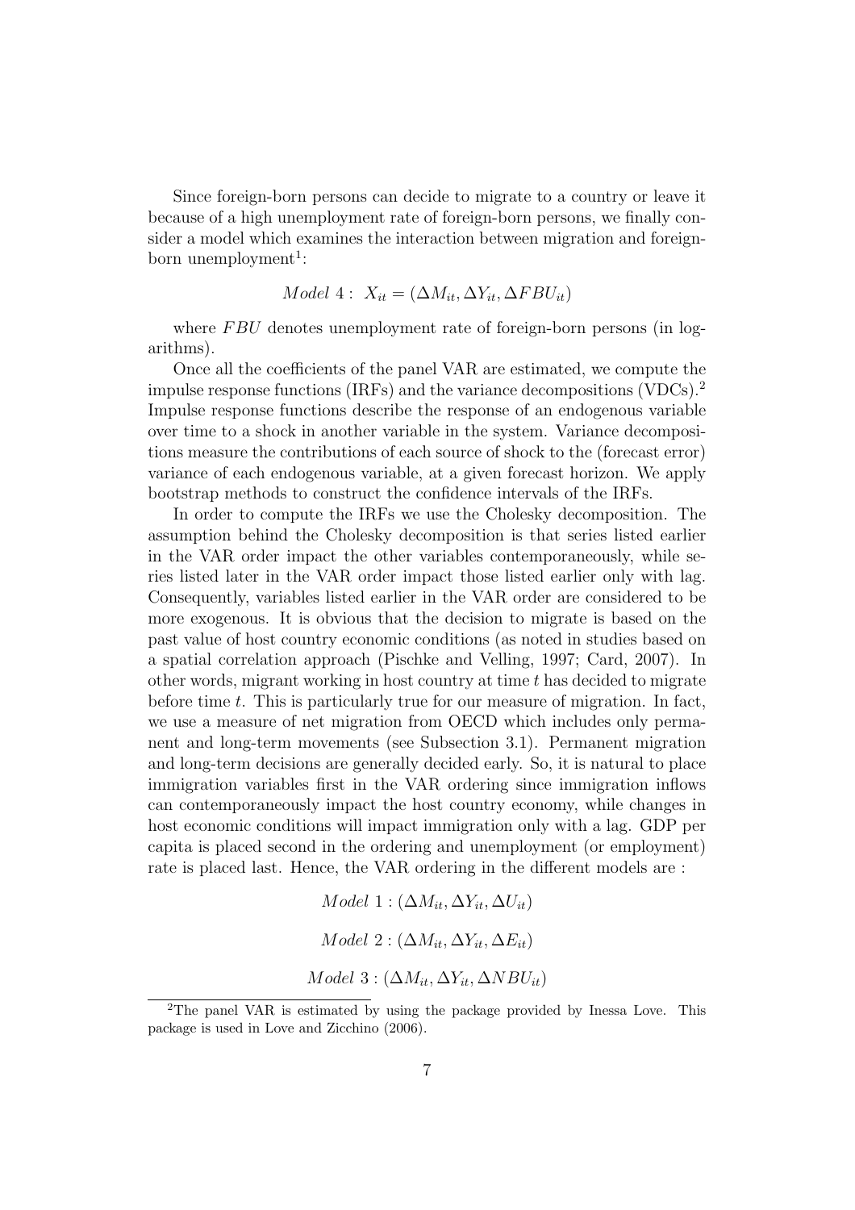Since foreign-born persons can decide to migrate to a country or leave it because of a high unemployment rate of foreign-born persons, we finally consider a model which examines the interaction between migration and foreign-born unemployment[1]:

$$Model\ 4:\ X_{it} = (\Delta M_{it}, \Delta Y_{it}, \Delta FBU_{it})$$

where $FBU$ denotes unemployment rate of foreign-born persons (in logarithms).

Once all the coefficients of the panel VAR are estimated, we compute the impulse response functions (IRFs) and the variance decompositions (VDCs).[2] Impulse response functions describe the response of an endogenous variable over time to a shock in another variable in the system. Variance decompositions measure the contributions of each source of shock to the (forecast error) variance of each endogenous variable, at a given forecast horizon. We apply bootstrap methods to construct the confidence intervals of the IRFs.

In order to compute the IRFs we use the Cholesky decomposition. The assumption behind the Cholesky decomposition is that series listed earlier in the VAR order impact the other variables contemporaneously, while series listed later in the VAR order impact those listed earlier only with lag. Consequently, variables listed earlier in the VAR order are considered to be more exogenous. It is obvious that the decision to migrate is based on the past value of host country economic conditions (as noted in studies based on a spatial correlation approach (Pischke and Velling, 1997; Card, 2007). In other words, migrant working in host country at time $t$ has decided to migrate before time $t$. This is particularly true for our measure of migration. In fact, we use a measure of net migration from OECD which includes only permanent and long-term movements (see Subsection 3.1). Permanent migration and long-term decisions are generally decided early. So, it is natural to place immigration variables first in the VAR ordering since immigration inflows can contemporaneously impact the host country economy, while changes in host economic conditions will impact immigration only with a lag. GDP per capita is placed second in the ordering and unemployment (or employment) rate is placed last. Hence, the VAR ordering in the different models are :

$$Model\ 1: (\Delta M_{it}, \Delta Y_{it}, \Delta U_{it})$$

$$Model\ 2: (\Delta M_{it}, \Delta Y_{it}, \Delta E_{it})$$

$$Model\ 3: (\Delta M_{it}, \Delta Y_{it}, \Delta NBU_{it})$$

[2]The panel VAR is estimated by using the package provided by Inessa Love. This package is used in Love and Zicchino (2006).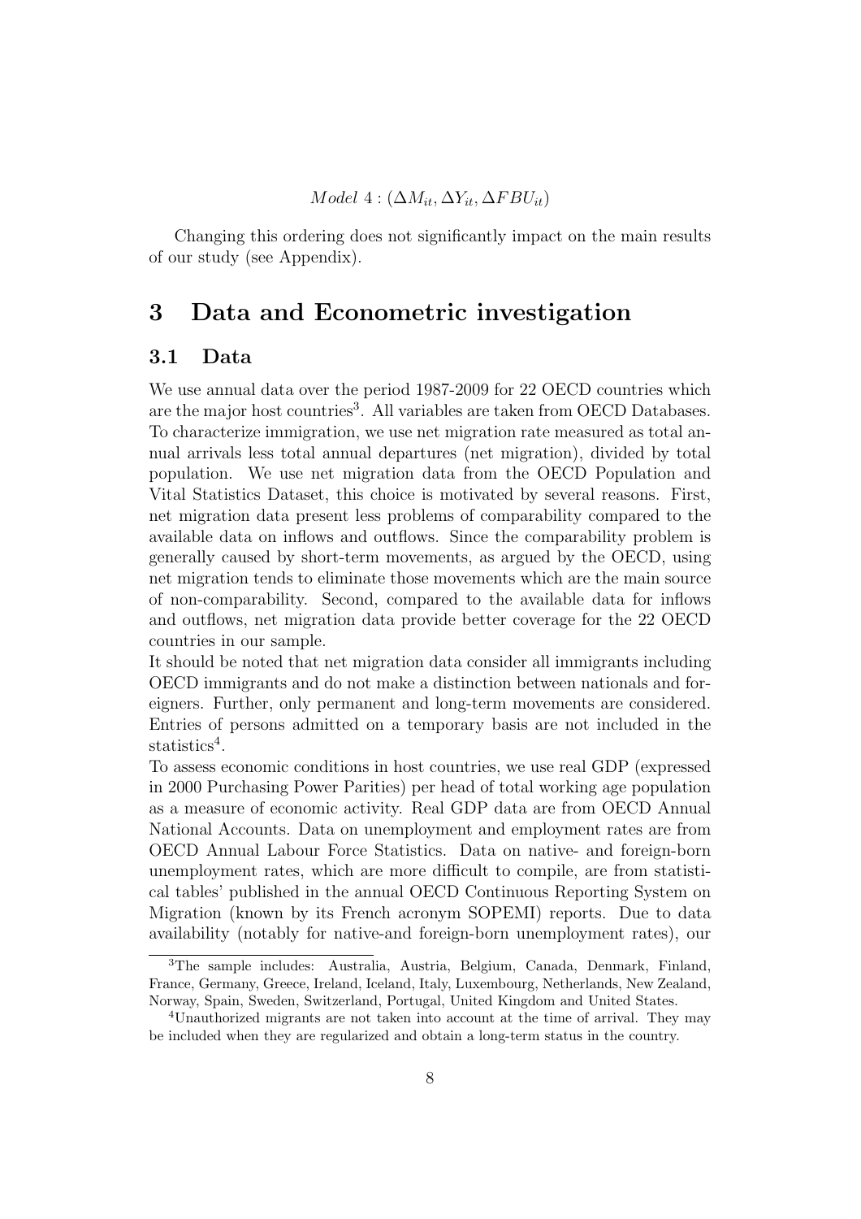$$Model\ 4 : (\Delta M_{it}, \Delta Y_{it}, \Delta FBU_{it})$$

Changing this ordering does not significantly impact on the main results of our study (see Appendix).

# 3 Data and Econometric investigation

## 3.1 Data

We use annual data over the period 1987-2009 for 22 OECD countries which are the major host countries[3]. All variables are taken from OECD Databases. To characterize immigration, we use net migration rate measured as total annual arrivals less total annual departures (net migration), divided by total population. We use net migration data from the OECD Population and Vital Statistics Dataset, this choice is motivated by several reasons. First, net migration data present less problems of comparability compared to the available data on inflows and outflows. Since the comparability problem is generally caused by short-term movements, as argued by the OECD, using net migration tends to eliminate those movements which are the main source of non-comparability. Second, compared to the available data for inflows and outflows, net migration data provide better coverage for the 22 OECD countries in our sample.

It should be noted that net migration data consider all immigrants including OECD immigrants and do not make a distinction between nationals and foreigners. Further, only permanent and long-term movements are considered. Entries of persons admitted on a temporary basis are not included in the statistics[4].

To assess economic conditions in host countries, we use real GDP (expressed in 2000 Purchasing Power Parities) per head of total working age population as a measure of economic activity. Real GDP data are from OECD Annual National Accounts. Data on unemployment and employment rates are from OECD Annual Labour Force Statistics. Data on native- and foreign-born unemployment rates, which are more difficult to compile, are from statistical tables' published in the annual OECD Continuous Reporting System on Migration (known by its French acronym SOPEMI) reports. Due to data availability (notably for native-and foreign-born unemployment rates), our

---

[3]The sample includes: Australia, Austria, Belgium, Canada, Denmark, Finland, France, Germany, Greece, Ireland, Iceland, Italy, Luxembourg, Netherlands, New Zealand, Norway, Spain, Sweden, Switzerland, Portugal, United Kingdom and United States.

[4]Unauthorized migrants are not taken into account at the time of arrival. They may be included when they are regularized and obtain a long-term status in the country.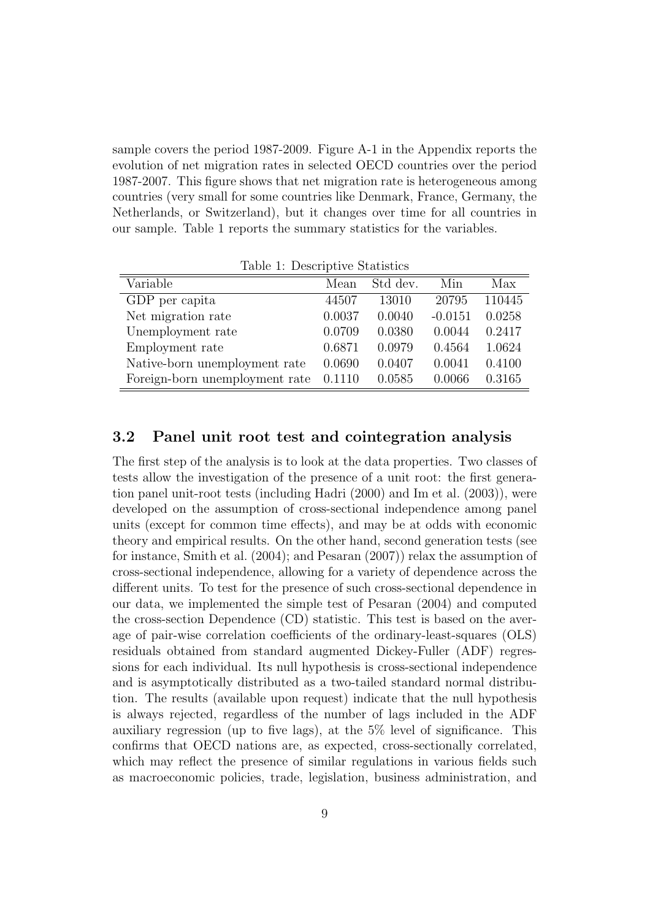sample covers the period 1987-2009. Figure A-1 in the Appendix reports the evolution of net migration rates in selected OECD countries over the period 1987-2007. This figure shows that net migration rate is heterogeneous among countries (very small for some countries like Denmark, France, Germany, the Netherlands, or Switzerland), but it changes over time for all countries in our sample. Table 1 reports the summary statistics for the variables.

Table 1: Descriptive Statistics

| Variable | Mean | Std dev. | Min | Max |
|---|---|---|---|---|
| GDP per capita | 44507 | 13010 | 20795 | 110445 |
| Net migration rate | 0.0037 | 0.0040 | -0.0151 | 0.0258 |
| Unemployment rate | 0.0709 | 0.0380 | 0.0044 | 0.2417 |
| Employment rate | 0.6871 | 0.0979 | 0.4564 | 1.0624 |
| Native-born unemployment rate | 0.0690 | 0.0407 | 0.0041 | 0.4100 |
| Foreign-born unemployment rate | 0.1110 | 0.0585 | 0.0066 | 0.3165 |

### 3.2 Panel unit root test and cointegration analysis

The first step of the analysis is to look at the data properties. Two classes of tests allow the investigation of the presence of a unit root: the first generation panel unit-root tests (including Hadri (2000) and Im et al. (2003)), were developed on the assumption of cross-sectional independence among panel units (except for common time effects), and may be at odds with economic theory and empirical results. On the other hand, second generation tests (see for instance, Smith et al. (2004); and Pesaran (2007)) relax the assumption of cross-sectional independence, allowing for a variety of dependence across the different units. To test for the presence of such cross-sectional dependence in our data, we implemented the simple test of Pesaran (2004) and computed the cross-section Dependence (CD) statistic. This test is based on the average of pair-wise correlation coefficients of the ordinary-least-squares (OLS) residuals obtained from standard augmented Dickey-Fuller (ADF) regressions for each individual. Its null hypothesis is cross-sectional independence and is asymptotically distributed as a two-tailed standard normal distribution. The results (available upon request) indicate that the null hypothesis is always rejected, regardless of the number of lags included in the ADF auxiliary regression (up to five lags), at the 5% level of significance. This confirms that OECD nations are, as expected, cross-sectionally correlated, which may reflect the presence of similar regulations in various fields such as macroeconomic policies, trade, legislation, business administration, and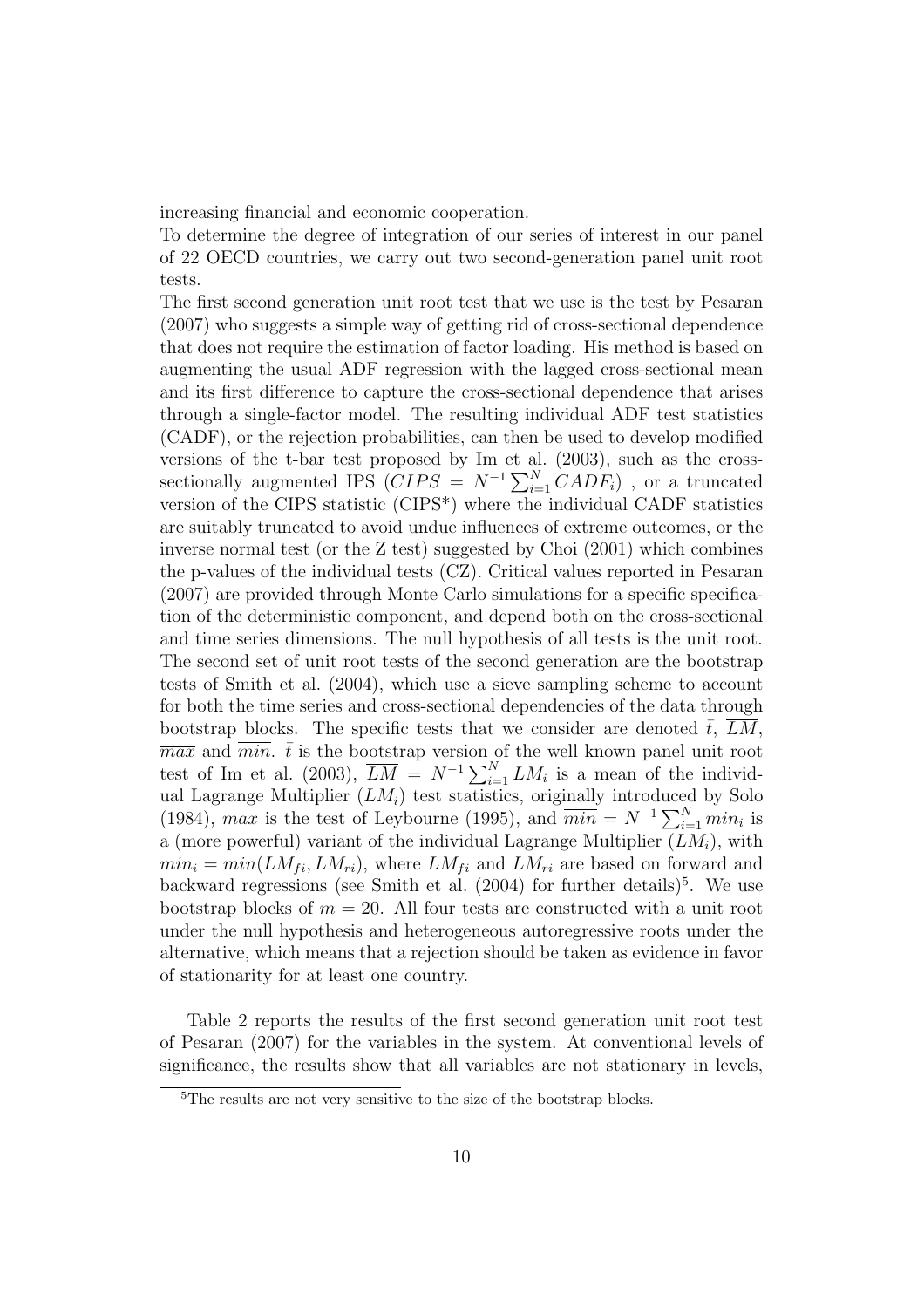increasing financial and economic cooperation.

To determine the degree of integration of our series of interest in our panel of 22 OECD countries, we carry out two second-generation panel unit root tests.

The first second generation unit root test that we use is the test by Pesaran (2007) who suggests a simple way of getting rid of cross-sectional dependence that does not require the estimation of factor loading. His method is based on augmenting the usual ADF regression with the lagged cross-sectional mean and its first difference to capture the cross-sectional dependence that arises through a single-factor model. The resulting individual ADF test statistics (CADF), or the rejection probabilities, can then be used to develop modified versions of the t-bar test proposed by Im et al. (2003), such as the cross-sectionally augmented IPS ($CIPS = N^{-1}\sum_{i=1}^{N} CADF_i$) , or a truncated version of the CIPS statistic (CIPS*) where the individual CADF statistics are suitably truncated to avoid undue influences of extreme outcomes, or the inverse normal test (or the Z test) suggested by Choi (2001) which combines the p-values of the individual tests (CZ). Critical values reported in Pesaran (2007) are provided through Monte Carlo simulations for a specific specification of the deterministic component, and depend both on the cross-sectional and time series dimensions. The null hypothesis of all tests is the unit root.

The second set of unit root tests of the second generation are the bootstrap tests of Smith et al. (2004), which use a sieve sampling scheme to account for both the time series and cross-sectional dependencies of the data through bootstrap blocks. The specific tests that we consider are denoted $\bar{t}$, $\overline{LM}$, $\overline{max}$ and $\overline{min}$. $\bar{t}$ is the bootstrap version of the well known panel unit root test of Im et al. (2003), $\overline{LM} = N^{-1}\sum_{i=1}^{N} LM_i$ is a mean of the individual Lagrange Multiplier ($LM_i$) test statistics, originally introduced by Solo (1984), $\overline{max}$ is the test of Leybourne (1995), and $\overline{min} = N^{-1}\sum_{i=1}^{N} min_i$ is a (more powerful) variant of the individual Lagrange Multiplier ($LM_i$), with $min_i = min(LM_{fi}, LM_{ri})$, where $LM_{fi}$ and $LM_{ri}$ are based on forward and backward regressions (see Smith et al. (2004) for further details)[5]. We use bootstrap blocks of $m = 20$. All four tests are constructed with a unit root under the null hypothesis and heterogeneous autoregressive roots under the alternative, which means that a rejection should be taken as evidence in favor of stationarity for at least one country.

Table 2 reports the results of the first second generation unit root test of Pesaran (2007) for the variables in the system. At conventional levels of significance, the results show that all variables are not stationary in levels,

[5]The results are not very sensitive to the size of the bootstrap blocks.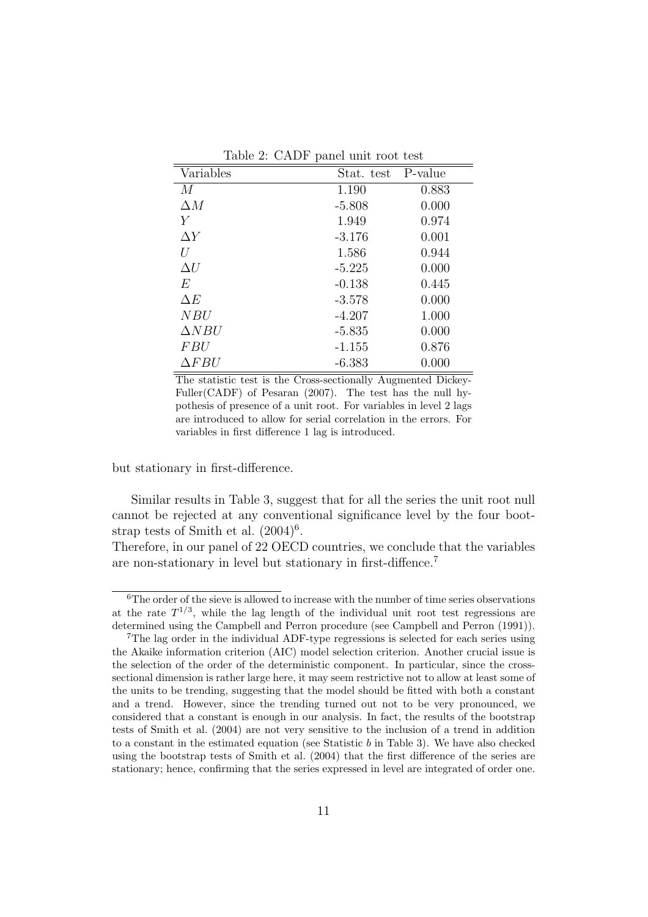Table 2: CADF panel unit root test

| Variables | Stat. test | P-value |
|---|---|---|
| $M$ | 1.190 | 0.883 |
| $\Delta M$ | -5.808 | 0.000 |
| $Y$ | 1.949 | 0.974 |
| $\Delta Y$ | -3.176 | 0.001 |
| $U$ | 1.586 | 0.944 |
| $\Delta U$ | -5.225 | 0.000 |
| $E$ | -0.138 | 0.445 |
| $\Delta E$ | -3.578 | 0.000 |
| $NBU$ | -4.207 | 1.000 |
| $\Delta NBU$ | -5.835 | 0.000 |
| $FBU$ | -1.155 | 0.876 |
| $\Delta FBU$ | -6.383 | 0.000 |

The statistic test is the Cross-sectionally Augmented Dickey-Fuller(CADF) of Pesaran (2007). The test has the null hypothesis of presence of a unit root. For variables in level 2 lags are introduced to allow for serial correlation in the errors. For variables in first difference 1 lag is introduced.

but stationary in first-difference.

Similar results in Table 3, suggest that for all the series the unit root null cannot be rejected at any conventional significance level by the four bootstrap tests of Smith et al. (2004)[6].
Therefore, in our panel of 22 OECD countries, we conclude that the variables are non-stationary in level but stationary in first-diffence.[7]

[6] The order of the sieve is allowed to increase with the number of time series observations at the rate $T^{1/3}$, while the lag length of the individual unit root test regressions are determined using the Campbell and Perron procedure (see Campbell and Perron (1991)).

[7] The lag order in the individual ADF-type regressions is selected for each series using the Akaike information criterion (AIC) model selection criterion. Another crucial issue is the selection of the order of the deterministic component. In particular, since the cross-sectional dimension is rather large here, it may seem restrictive not to allow at least some of the units to be trending, suggesting that the model should be fitted with both a constant and a trend. However, since the trending turned out not to be very pronounced, we considered that a constant is enough in our analysis. In fact, the results of the bootstrap tests of Smith et al. (2004) are not very sensitive to the inclusion of a trend in addition to a constant in the estimated equation (see Statistic $b$ in Table 3). We have also checked using the bootstrap tests of Smith et al. (2004) that the first difference of the series are stationary; hence, confirming that the series expressed in level are integrated of order one.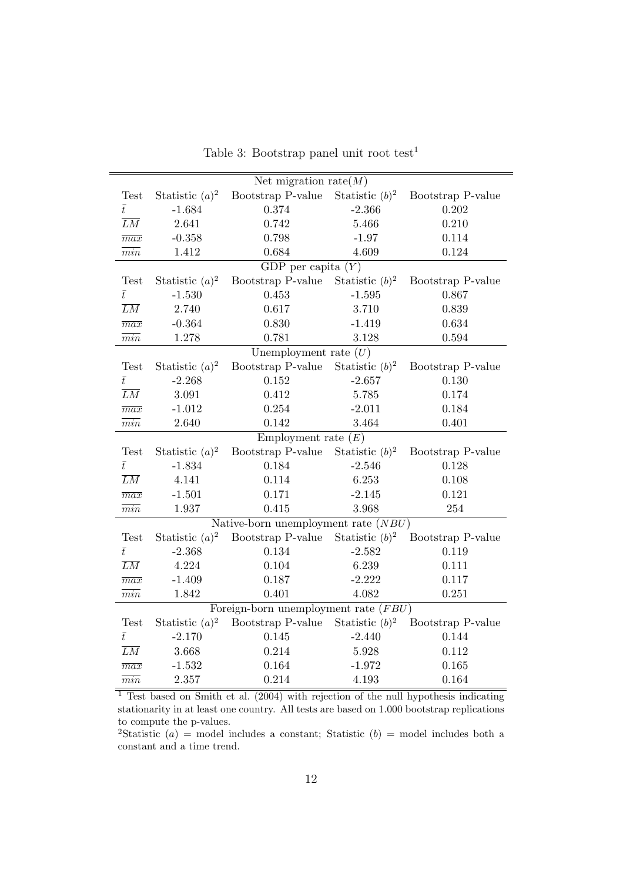Table 3: Bootstrap panel unit root test[1]

| Test | Statistic $(a)^2$ | Bootstrap P-value | Statistic $(b)^2$ | Bootstrap P-value |
|---|---|---|---|---|
| Net migration rate($M$) | | | | |
| $\bar{t}$ | -1.684 | 0.374 | -2.366 | 0.202 |
| $\overline{LM}$ | 2.641 | 0.742 | 5.466 | 0.210 |
| $\overline{max}$ | -0.358 | 0.798 | -1.97 | 0.114 |
| $\overline{min}$ | 1.412 | 0.684 | 4.609 | 0.124 |
| GDP per capita ($Y$) | | | | |
| $\bar{t}$ | -1.530 | 0.453 | -1.595 | 0.867 |
| $\overline{LM}$ | 2.740 | 0.617 | 3.710 | 0.839 |
| $\overline{max}$ | -0.364 | 0.830 | -1.419 | 0.634 |
| $\overline{min}$ | 1.278 | 0.781 | 3.128 | 0.594 |
| Unemployment rate ($U$) | | | | |
| $\bar{t}$ | -2.268 | 0.152 | -2.657 | 0.130 |
| $\overline{LM}$ | 3.091 | 0.412 | 5.785 | 0.174 |
| $\overline{max}$ | -1.012 | 0.254 | -2.011 | 0.184 |
| $\overline{min}$ | 2.640 | 0.142 | 3.464 | 0.401 |
| Employment rate ($E$) | | | | |
| $\bar{t}$ | -1.834 | 0.184 | -2.546 | 0.128 |
| $\overline{LM}$ | 4.141 | 0.114 | 6.253 | 0.108 |
| $\overline{max}$ | -1.501 | 0.171 | -2.145 | 0.121 |
| $\overline{min}$ | 1.937 | 0.415 | 3.968 | 254 |
| Native-born unemployment rate ($NBU$) | | | | |
| $\bar{t}$ | -2.368 | 0.134 | -2.582 | 0.119 |
| $\overline{LM}$ | 4.224 | 0.104 | 6.239 | 0.111 |
| $\overline{max}$ | -1.409 | 0.187 | -2.222 | 0.117 |
| $\overline{min}$ | 1.842 | 0.401 | 4.082 | 0.251 |
| Foreign-born unemployment rate ($FBU$) | | | | |
| $\bar{t}$ | -2.170 | 0.145 | -2.440 | 0.144 |
| $\overline{LM}$ | 3.668 | 0.214 | 5.928 | 0.112 |
| $\overline{max}$ | -1.532 | 0.164 | -1.972 | 0.165 |
| $\overline{min}$ | 2.357 | 0.214 | 4.193 | 0.164 |

[1] Test based on Smith et al. (2004) with rejection of the null hypothesis indicating stationarity in at least one country. All tests are based on 1.000 bootstrap replications to compute the p-values.

[2] Statistic $(a)$ = model includes a constant; Statistic $(b)$ = model includes both a constant and a time trend.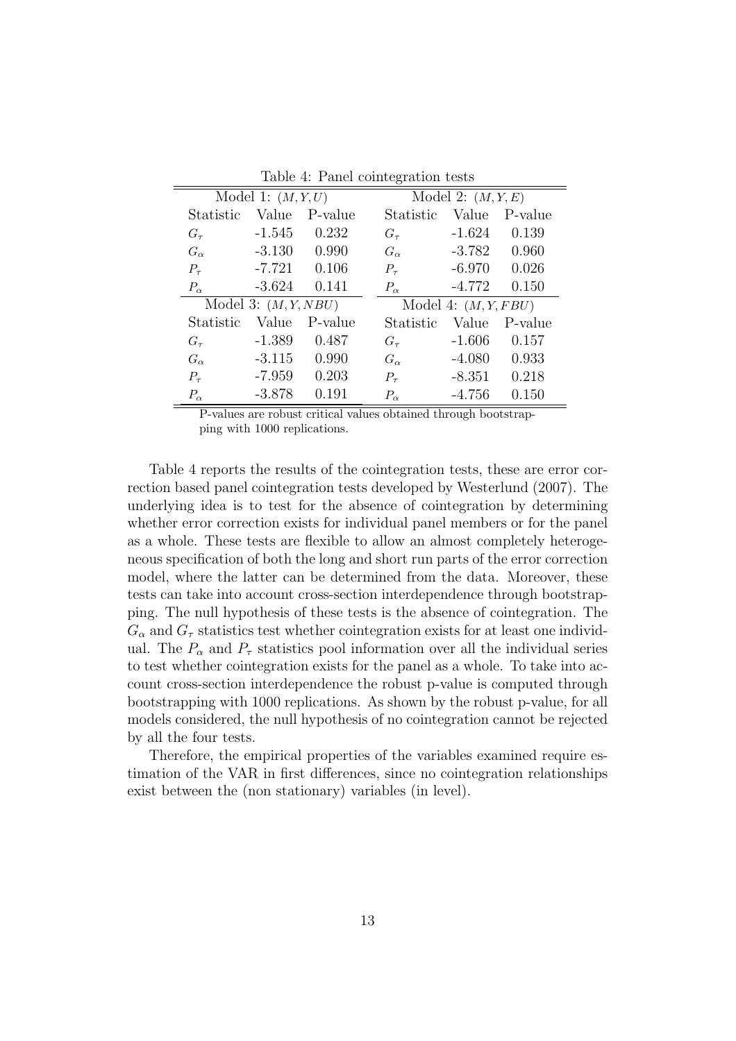Table 4: Panel cointegration tests

| Model 1: $(M, Y, U)$ | | | Model 2: $(M, Y, E)$ | | |
|---|---|---|---|---|---|
| Statistic | Value | P-value | Statistic | Value | P-value |
| $G_\tau$ | -1.545 | 0.232 | $G_\tau$ | -1.624 | 0.139 |
| $G_\alpha$ | -3.130 | 0.990 | $G_\alpha$ | -3.782 | 0.960 |
| $P_\tau$ | -7.721 | 0.106 | $P_\tau$ | -6.970 | 0.026 |
| $P_\alpha$ | -3.624 | 0.141 | $P_\alpha$ | -4.772 | 0.150 |
| Model 3: $(M, Y, NBU)$ | | | Model 4: $(M, Y, FBU)$ | | |
| Statistic | Value | P-value | Statistic | Value | P-value |
| $G_\tau$ | -1.389 | 0.487 | $G_\tau$ | -1.606 | 0.157 |
| $G_\alpha$ | -3.115 | 0.990 | $G_\alpha$ | -4.080 | 0.933 |
| $P_\tau$ | -7.959 | 0.203 | $P_\tau$ | -8.351 | 0.218 |
| $P_\alpha$ | -3.878 | 0.191 | $P_\alpha$ | -4.756 | 0.150 |

P-values are robust critical values obtained through bootstrapping with 1000 replications.

Table 4 reports the results of the cointegration tests, these are error correction based panel cointegration tests developed by Westerlund (2007). The underlying idea is to test for the absence of cointegration by determining whether error correction exists for individual panel members or for the panel as a whole. These tests are flexible to allow an almost completely heterogeneous specification of both the long and short run parts of the error correction model, where the latter can be determined from the data. Moreover, these tests can take into account cross-section interdependence through bootstrapping. The null hypothesis of these tests is the absence of cointegration. The $G_\alpha$ and $G_\tau$ statistics test whether cointegration exists for at least one individual. The $P_\alpha$ and $P_\tau$ statistics pool information over all the individual series to test whether cointegration exists for the panel as a whole. To take into account cross-section interdependence the robust p-value is computed through bootstrapping with 1000 replications. As shown by the robust p-value, for all models considered, the null hypothesis of no cointegration cannot be rejected by all the four tests.

Therefore, the empirical properties of the variables examined require estimation of the VAR in first differences, since no cointegration relationships exist between the (non stationary) variables (in level).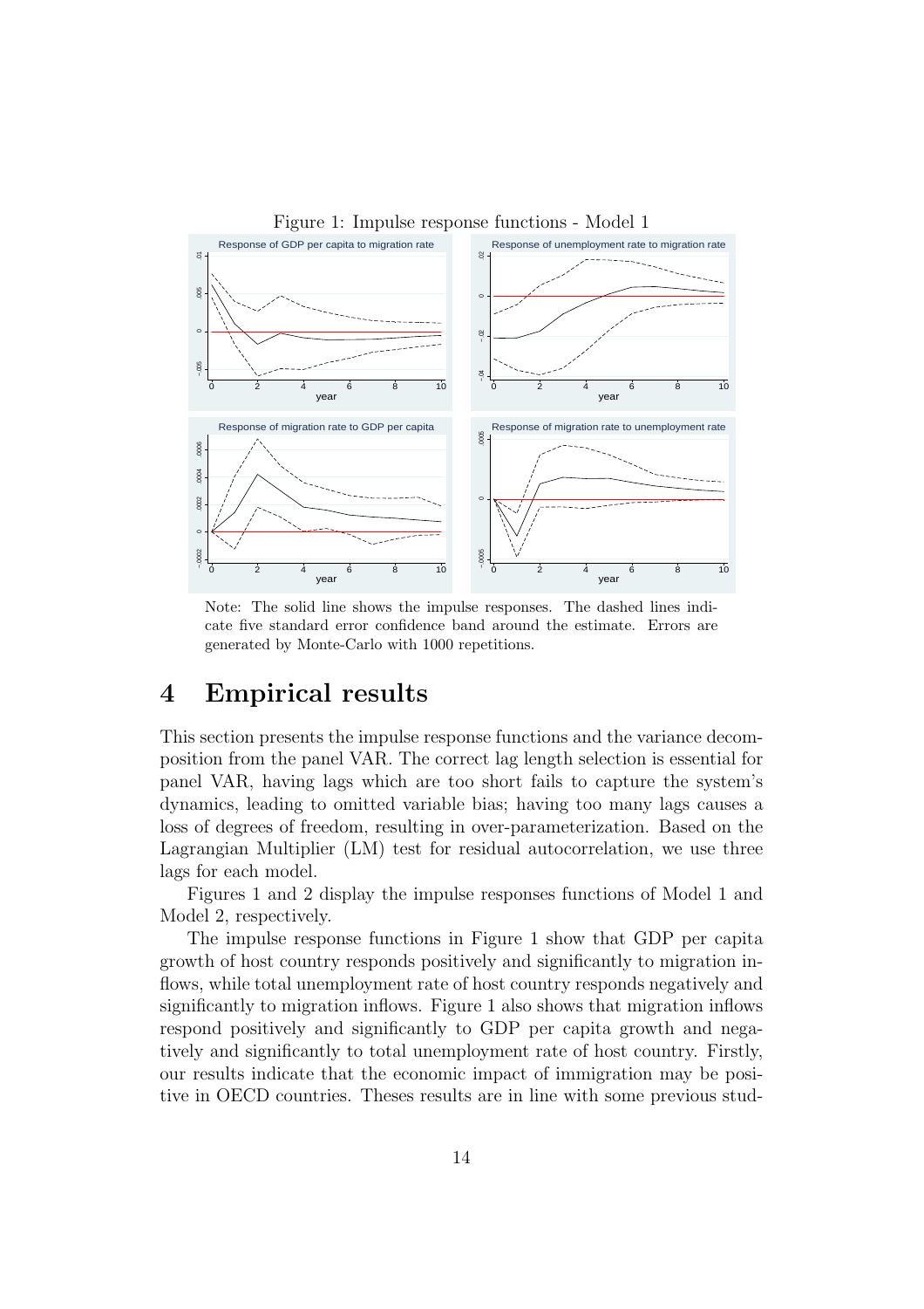Figure 1: Impulse response functions - Model 1

Response of GDP per capita to migration rate

.01
.005
0
-.005

0 2 4 6 8 10
year

Response of unemployment rate to migration rate

.02
0
-.02
-.04

0 2 4 6 8 10
year

Response of migration rate to GDP per capita

.0006
.0004
.0002
0
-.0002

0 2 4 6 8 10
year

Response of migration rate to unemployment rate

.005
0
-.005

0 2 4 6 8 10
year

Note: The solid line shows the impulse responses. The dashed lines indicate five standard error confidence band around the estimate. Errors are generated by Monte-Carlo with 1000 repetitions.

# 4 Empirical results

This section presents the impulse response functions and the variance decomposition from the panel VAR. The correct lag length selection is essential for panel VAR, having lags which are too short fails to capture the system's dynamics, leading to omitted variable bias; having too many lags causes a loss of degrees of freedom, resulting in over-parameterization. Based on the Lagrangian Multiplier (LM) test for residual autocorrelation, we use three lags for each model.

Figures 1 and 2 display the impulse responses functions of Model 1 and Model 2, respectively.

The impulse response functions in Figure 1 show that GDP per capita growth of host country responds positively and significantly to migration inflows, while total unemployment rate of host country responds negatively and significantly to migration inflows. Figure 1 also shows that migration inflows respond positively and significantly to GDP per capita growth and negatively and significantly to total unemployment rate of host country. Firstly, our results indicate that the economic impact of immigration may be positive in OECD countries. Theses results are in line with some previous stud-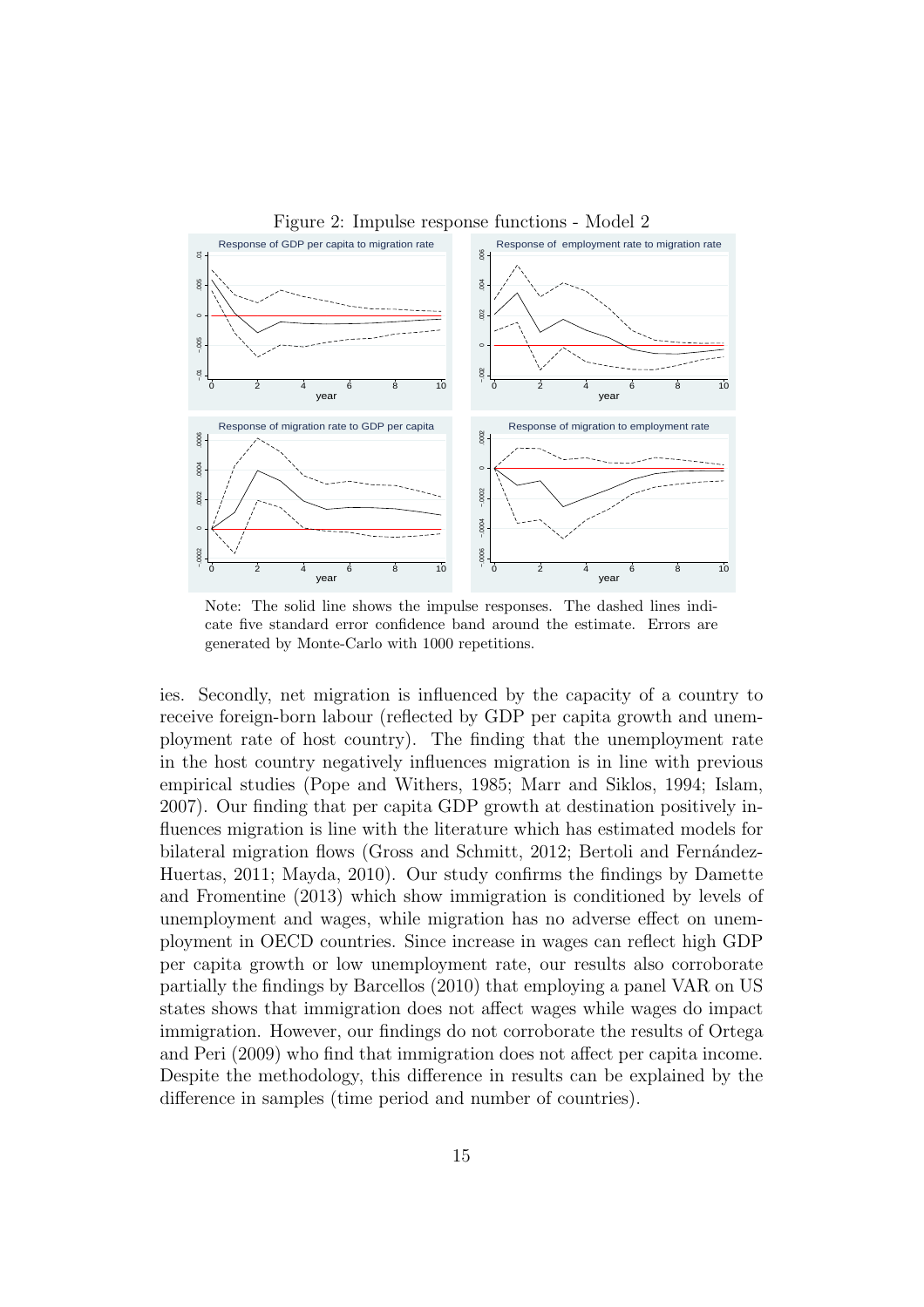Figure 2: Impulse response functions - Model 2

Response of GDP per capita to migration rate

.01
.005
0
-.005
-.01
0 2 4 6 8 10
year

Response of employment rate to migration rate

.006
.004
.002
0
-.002
0 2 4 6 8 10
year

Response of migration rate to GDP per capita

.0006
.0004
.0002
0
-.0002
0 2 4 6 8 10
year

Response of migration to employment rate

.0002
0
-.0002
-.0004
-.0006
0 2 4 6 8 10
year

Note: The solid line shows the impulse responses. The dashed lines indicate five standard error confidence band around the estimate. Errors are generated by Monte-Carlo with 1000 repetitions.

ies. Secondly, net migration is influenced by the capacity of a country to receive foreign-born labour (reflected by GDP per capita growth and unemployment rate of host country). The finding that the unemployment rate in the host country negatively influences migration is in line with previous empirical studies (Pope and Withers, 1985; Marr and Siklos, 1994; Islam, 2007). Our finding that per capita GDP growth at destination positively influences migration is line with the literature which has estimated models for bilateral migration flows (Gross and Schmitt, 2012; Bertoli and Fernández-Huertas, 2011; Mayda, 2010). Our study confirms the findings by Damette and Fromentine (2013) which show immigration is conditioned by levels of unemployment and wages, while migration has no adverse effect on unemployment in OECD countries. Since increase in wages can reflect high GDP per capita growth or low unemployment rate, our results also corroborate partially the findings by Barcellos (2010) that employing a panel VAR on US states shows that immigration does not affect wages while wages do impact immigration. However, our findings do not corroborate the results of Ortega and Peri (2009) who find that immigration does not affect per capita income. Despite the methodology, this difference in results can be explained by the difference in samples (time period and number of countries).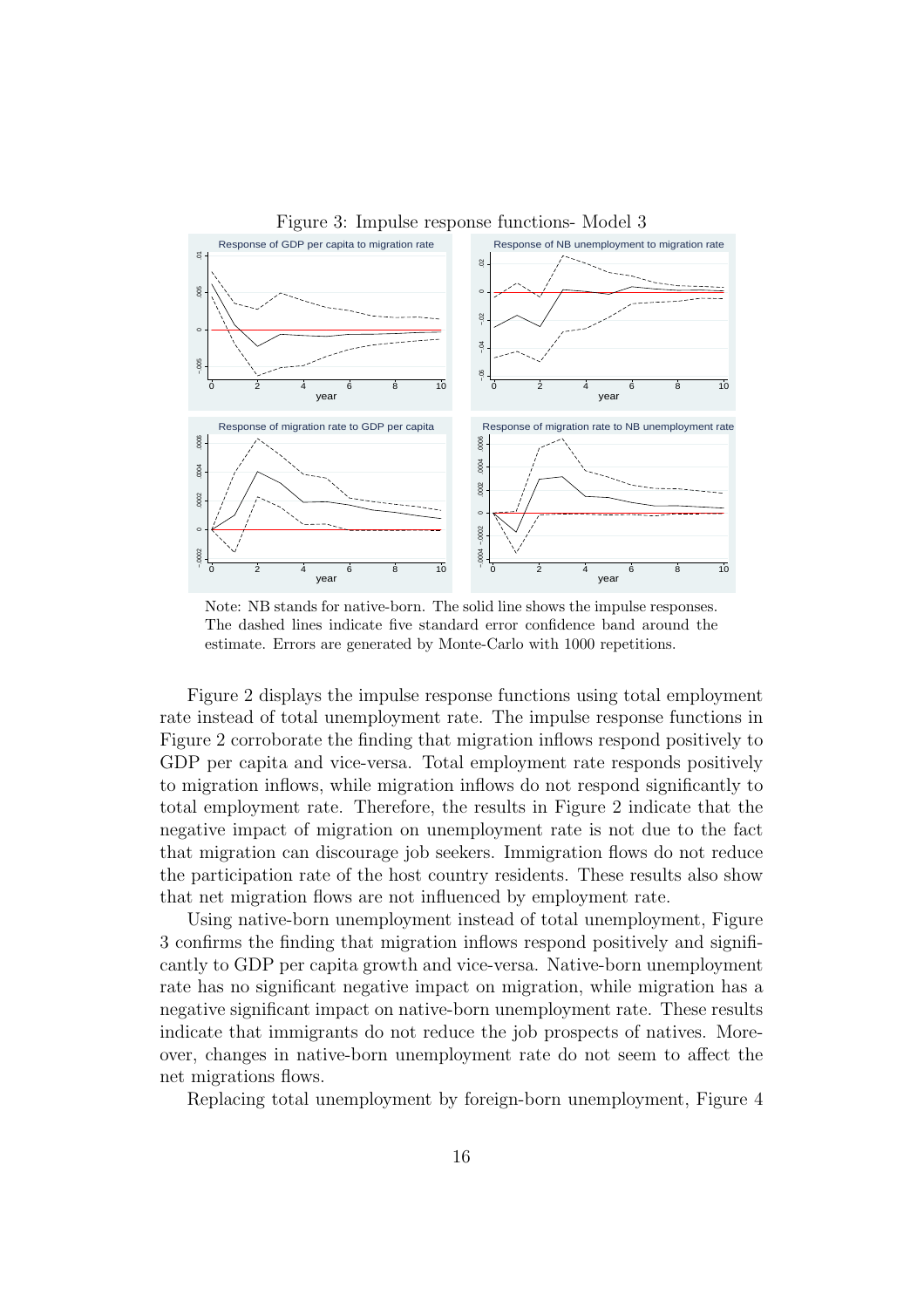Figure 3: Impulse response functions- Model 3

Response of GDP per capita to migration rate

.01
.005
0
-.005
0 2 4 6 8 10
year

Response of NB unemployment to migration rate

.02
0
-.02
-.04
-.06
0 2 4 6 8 10
year

Response of migration rate to GDP per capita

.0006
.0004
.0002
0
-.0002
0 2 4 6 8 10
year

Response of migration rate to NB unemployment rate

.0006
.0004
.0002
0
-.0002
-.0004
0 2 4 6 8 10
year

Note: NB stands for native-born. The solid line shows the impulse responses. The dashed lines indicate five standard error confidence band around the estimate. Errors are generated by Monte-Carlo with 1000 repetitions.

Figure 2 displays the impulse response functions using total employment rate instead of total unemployment rate. The impulse response functions in Figure 2 corroborate the finding that migration inflows respond positively to GDP per capita and vice-versa. Total employment rate responds positively to migration inflows, while migration inflows do not respond significantly to total employment rate. Therefore, the results in Figure 2 indicate that the negative impact of migration on unemployment rate is not due to the fact that migration can discourage job seekers. Immigration flows do not reduce the participation rate of the host country residents. These results also show that net migration flows are not influenced by employment rate.

Using native-born unemployment instead of total unemployment, Figure 3 confirms the finding that migration inflows respond positively and significantly to GDP per capita growth and vice-versa. Native-born unemployment rate has no significant negative impact on migration, while migration has a negative significant impact on native-born unemployment rate. These results indicate that immigrants do not reduce the job prospects of natives. Moreover, changes in native-born unemployment rate do not seem to affect the net migrations flows.

Replacing total unemployment by foreign-born unemployment, Figure 4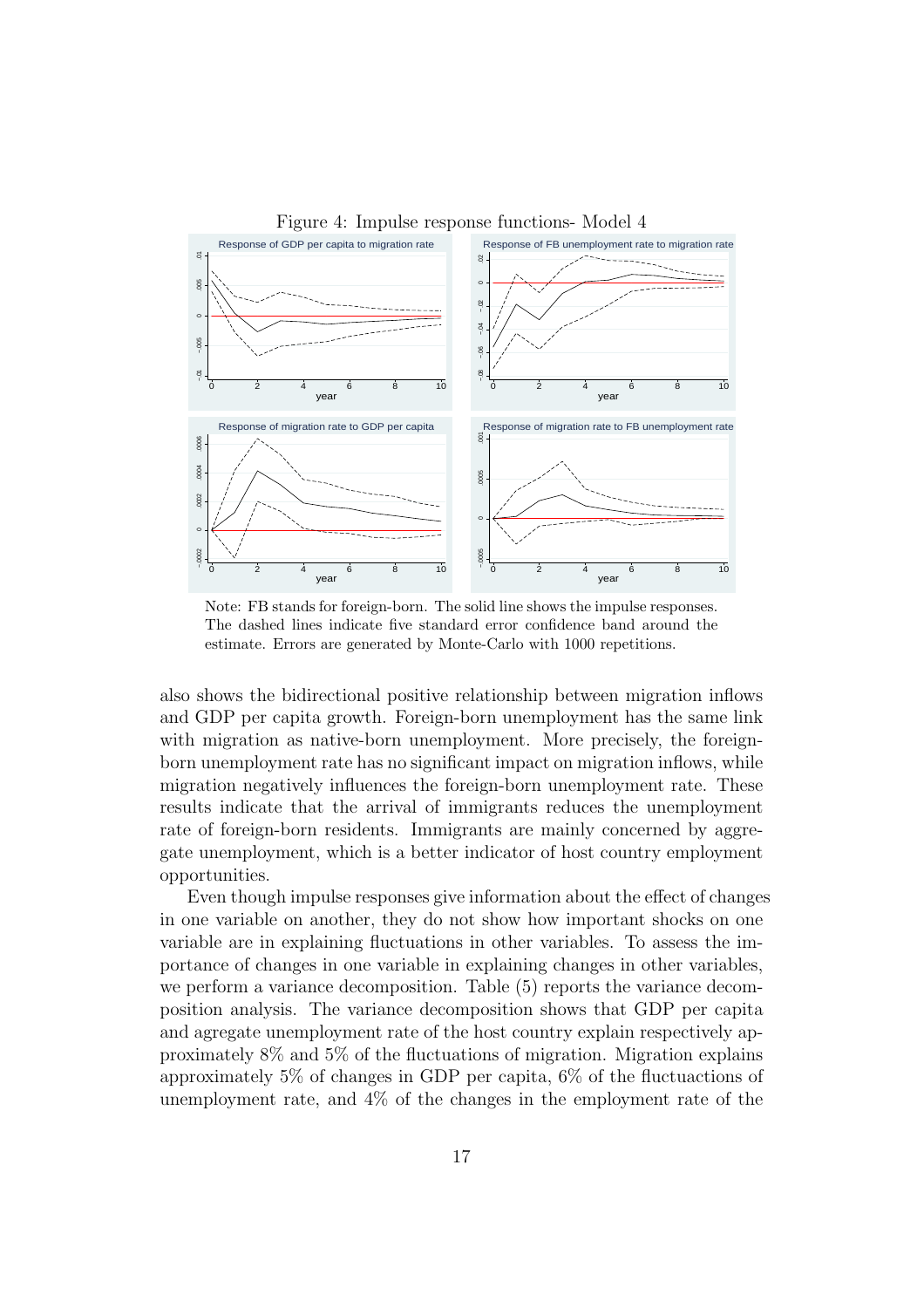Figure 4: Impulse response functions- Model 4

Response of GDP per capita to migration rate

.01
.005
0
-.005
-.01

0 2 4 6 8 10
year

Response of FB unemployment rate to migration rate

.02
0
-.02
-.04
-.06
-.08

0 2 4 6 8 10
year

Response of migration rate to GDP per capita

.0006
.0004
.0002
0
-.0002

0 2 4 6 8 10
year

Response of migration rate to FB unemployment rate

.001
.0005
0
-.0005

0 2 4 6 8 10
year

Note: FB stands for foreign-born. The solid line shows the impulse responses. The dashed lines indicate five standard error confidence band around the estimate. Errors are generated by Monte-Carlo with 1000 repetitions.

also shows the bidirectional positive relationship between migration inflows and GDP per capita growth. Foreign-born unemployment has the same link with migration as native-born unemployment. More precisely, the foreign-born unemployment rate has no significant impact on migration inflows, while migration negatively influences the foreign-born unemployment rate. These results indicate that the arrival of immigrants reduces the unemployment rate of foreign-born residents. Immigrants are mainly concerned by aggregate unemployment, which is a better indicator of host country employment opportunities.

Even though impulse responses give information about the effect of changes in one variable on another, they do not show how important shocks on one variable are in explaining fluctuations in other variables. To assess the importance of changes in one variable in explaining changes in other variables, we perform a variance decomposition. Table (5) reports the variance decomposition analysis. The variance decomposition shows that GDP per capita and agregate unemployment rate of the host country explain respectively approximately 8% and 5% of the fluctuations of migration. Migration explains approximately 5% of changes in GDP per capita, 6% of the fluctuactions of unemployment rate, and 4% of the changes in the employment rate of the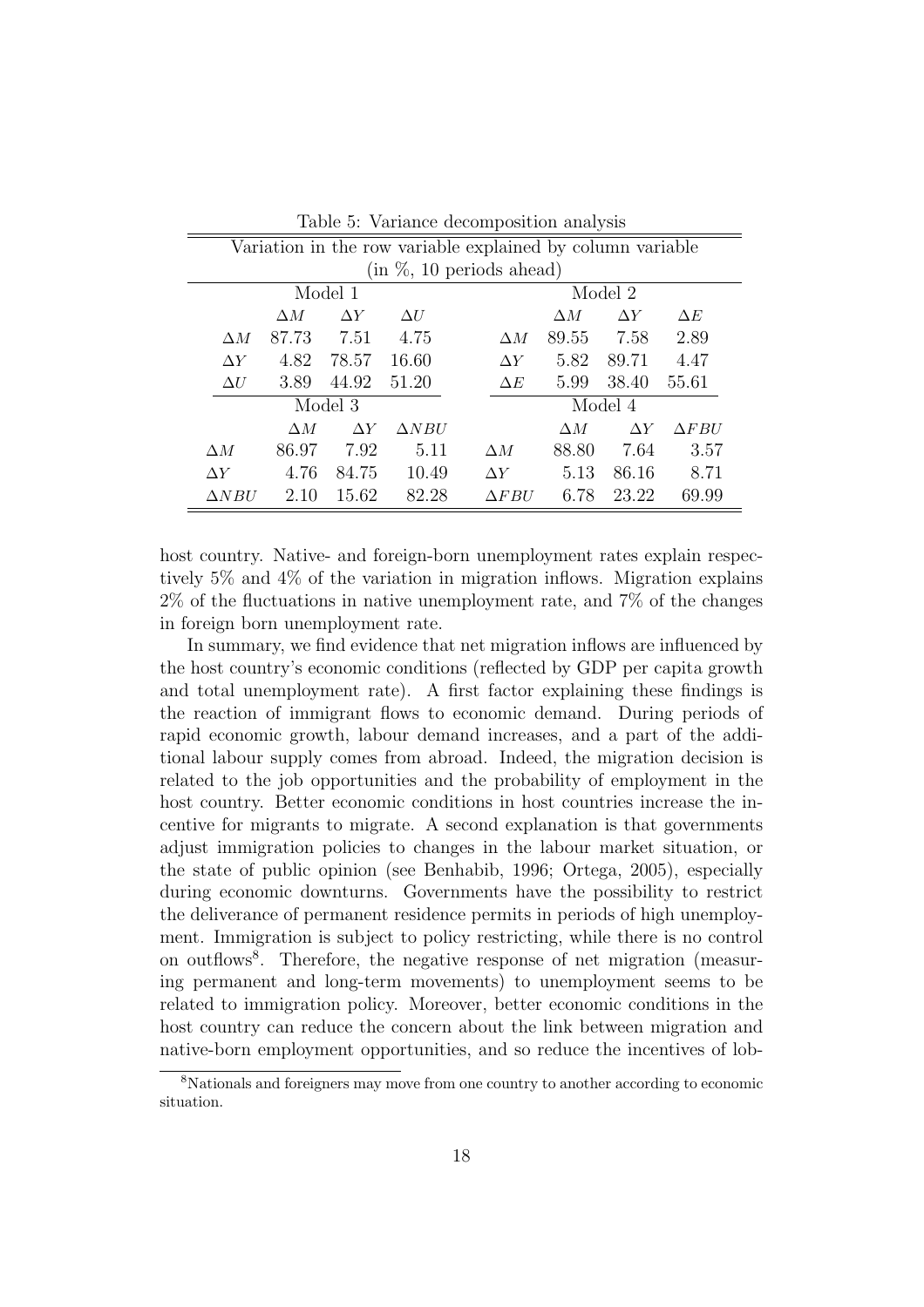Table 5: Variance decomposition analysis

| Variation in the row variable explained by column variable (in %, 10 periods ahead) | | | | | | | |
|---|---|---|---|---|---|---|---|
| Model 1 | | | | Model 2 | | | |
| | $\Delta M$ | $\Delta Y$ | $\Delta U$ | | $\Delta M$ | $\Delta Y$ | $\Delta E$ |
| $\Delta M$ | 87.73 | 7.51 | 4.75 | $\Delta M$ | 89.55 | 7.58 | 2.89 |
| $\Delta Y$ | 4.82 | 78.57 | 16.60 | $\Delta Y$ | 5.82 | 89.71 | 4.47 |
| $\Delta U$ | 3.89 | 44.92 | 51.20 | $\Delta E$ | 5.99 | 38.40 | 55.61 |
| Model 3 | | | | Model 4 | | | |
| | $\Delta M$ | $\Delta Y$ | $\Delta NBU$ | | $\Delta M$ | $\Delta Y$ | $\Delta FBU$ |
| $\Delta M$ | 86.97 | 7.92 | 5.11 | $\Delta M$ | 88.80 | 7.64 | 3.57 |
| $\Delta Y$ | 4.76 | 84.75 | 10.49 | $\Delta Y$ | 5.13 | 86.16 | 8.71 |
| $\Delta NBU$ | 2.10 | 15.62 | 82.28 | $\Delta FBU$ | 6.78 | 23.22 | 69.99 |

host country. Native- and foreign-born unemployment rates explain respectively 5% and 4% of the variation in migration inflows. Migration explains 2% of the fluctuations in native unemployment rate, and 7% of the changes in foreign born unemployment rate.

In summary, we find evidence that net migration inflows are influenced by the host country's economic conditions (reflected by GDP per capita growth and total unemployment rate). A first factor explaining these findings is the reaction of immigrant flows to economic demand. During periods of rapid economic growth, labour demand increases, and a part of the additional labour supply comes from abroad. Indeed, the migration decision is related to the job opportunities and the probability of employment in the host country. Better economic conditions in host countries increase the incentive for migrants to migrate. A second explanation is that governments adjust immigration policies to changes in the labour market situation, or the state of public opinion (see Benhabib, 1996; Ortega, 2005), especially during economic downturns. Governments have the possibility to restrict the deliverance of permanent residence permits in periods of high unemployment. Immigration is subject to policy restricting, while there is no control on outflows[8]. Therefore, the negative response of net migration (measuring permanent and long-term movements) to unemployment seems to be related to immigration policy. Moreover, better economic conditions in the host country can reduce the concern about the link between migration and native-born employment opportunities, and so reduce the incentives of lob-

[8] Nationals and foreigners may move from one country to another according to economic situation.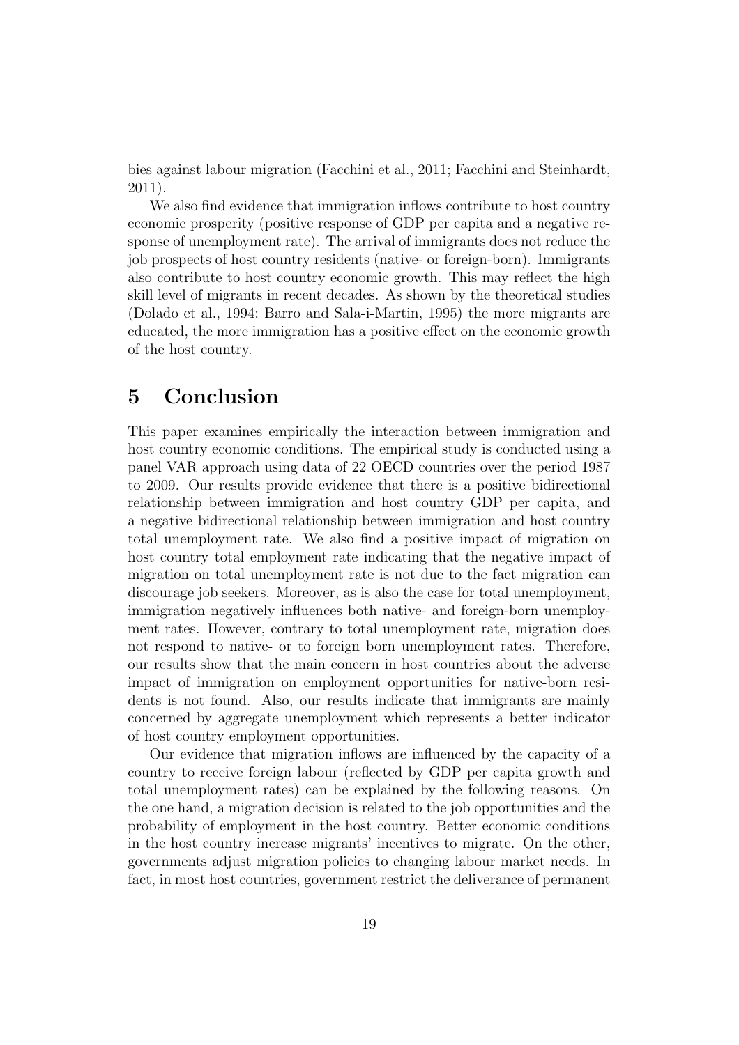bies against labour migration (Facchini et al., 2011; Facchini and Steinhardt, 2011).

We also find evidence that immigration inflows contribute to host country economic prosperity (positive response of GDP per capita and a negative response of unemployment rate). The arrival of immigrants does not reduce the job prospects of host country residents (native- or foreign-born). Immigrants also contribute to host country economic growth. This may reflect the high skill level of migrants in recent decades. As shown by the theoretical studies (Dolado et al., 1994; Barro and Sala-i-Martin, 1995) the more migrants are educated, the more immigration has a positive effect on the economic growth of the host country.

# 5 Conclusion

This paper examines empirically the interaction between immigration and host country economic conditions. The empirical study is conducted using a panel VAR approach using data of 22 OECD countries over the period 1987 to 2009. Our results provide evidence that there is a positive bidirectional relationship between immigration and host country GDP per capita, and a negative bidirectional relationship between immigration and host country total unemployment rate. We also find a positive impact of migration on host country total employment rate indicating that the negative impact of migration on total unemployment rate is not due to the fact migration can discourage job seekers. Moreover, as is also the case for total unemployment, immigration negatively influences both native- and foreign-born unemployment rates. However, contrary to total unemployment rate, migration does not respond to native- or to foreign born unemployment rates. Therefore, our results show that the main concern in host countries about the adverse impact of immigration on employment opportunities for native-born residents is not found. Also, our results indicate that immigrants are mainly concerned by aggregate unemployment which represents a better indicator of host country employment opportunities.

Our evidence that migration inflows are influenced by the capacity of a country to receive foreign labour (reflected by GDP per capita growth and total unemployment rates) can be explained by the following reasons. On the one hand, a migration decision is related to the job opportunities and the probability of employment in the host country. Better economic conditions in the host country increase migrants' incentives to migrate. On the other, governments adjust migration policies to changing labour market needs. In fact, in most host countries, government restrict the deliverance of permanent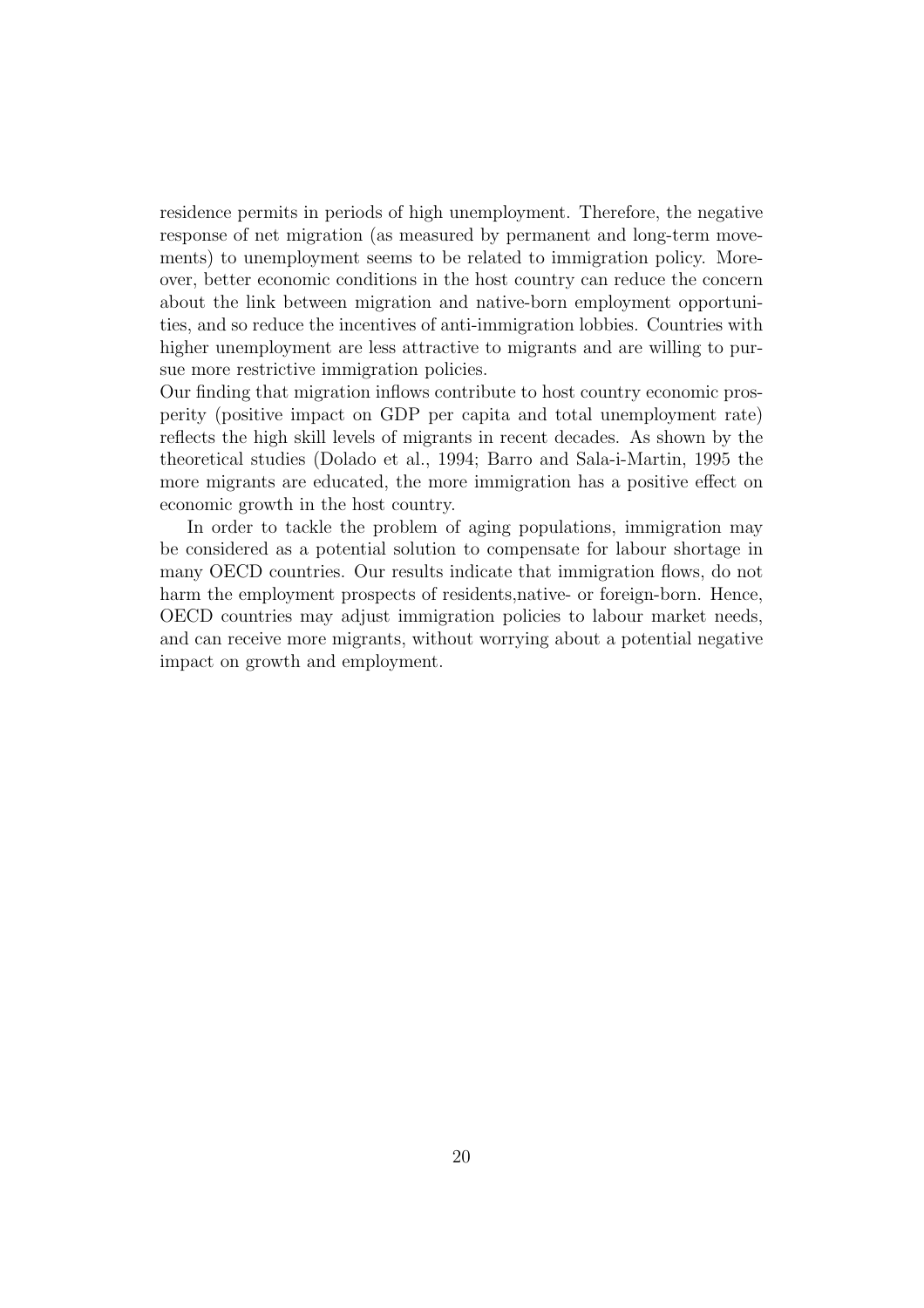residence permits in periods of high unemployment. Therefore, the negative response of net migration (as measured by permanent and long-term movements) to unemployment seems to be related to immigration policy. Moreover, better economic conditions in the host country can reduce the concern about the link between migration and native-born employment opportunities, and so reduce the incentives of anti-immigration lobbies. Countries with higher unemployment are less attractive to migrants and are willing to pursue more restrictive immigration policies.

Our finding that migration inflows contribute to host country economic prosperity (positive impact on GDP per capita and total unemployment rate) reflects the high skill levels of migrants in recent decades. As shown by the theoretical studies (Dolado et al., 1994; Barro and Sala-i-Martin, 1995 the more migrants are educated, the more immigration has a positive effect on economic growth in the host country.

In order to tackle the problem of aging populations, immigration may be considered as a potential solution to compensate for labour shortage in many OECD countries. Our results indicate that immigration flows, do not harm the employment prospects of residents,native- or foreign-born. Hence, OECD countries may adjust immigration policies to labour market needs, and can receive more migrants, without worrying about a potential negative impact on growth and employment.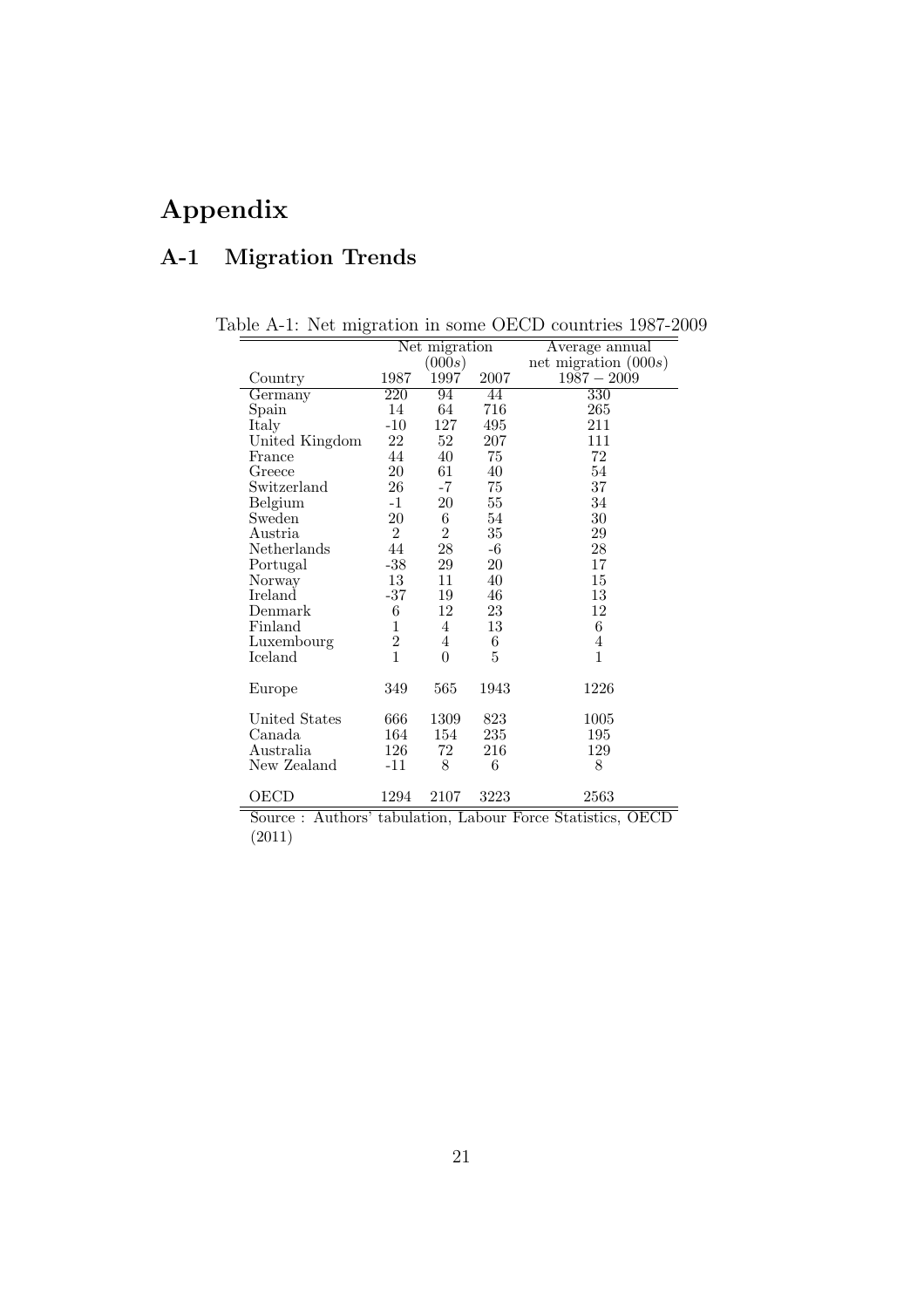# Appendix

## A-1 Migration Trends

Table A-1: Net migration in some OECD countries 1987-2009

| | Net migration (000$s$) | | | Average annual net migration (000$s$) |
|---|---|---|---|---|
| Country | 1987 | 1997 | 2007 | $1987 - 2009$ |
| Germany | 220 | 94 | 44 | 330 |
| Spain | 14 | 64 | 716 | 265 |
| Italy | -10 | 127 | 495 | 211 |
| United Kingdom | 22 | 52 | 207 | 111 |
| France | 44 | 40 | 75 | 72 |
| Greece | 20 | 61 | 40 | 54 |
| Switzerland | 26 | -7 | 75 | 37 |
| Belgium | -1 | 20 | 55 | 34 |
| Sweden | 20 | 6 | 54 | 30 |
| Austria | 2 | 2 | 35 | 29 |
| Netherlands | 44 | 28 | -6 | 28 |
| Portugal | -38 | 29 | 20 | 17 |
| Norway | 13 | 11 | 40 | 15 |
| Ireland | -37 | 19 | 46 | 13 |
| Denmark | 6 | 12 | 23 | 12 |
| Finland | 1 | 4 | 13 | 6 |
| Luxembourg | 2 | 4 | 6 | 4 |
| Iceland | 1 | 0 | 5 | 1 |
| Europe | 349 | 565 | 1943 | 1226 |
| United States | 666 | 1309 | 823 | 1005 |
| Canada | 164 | 154 | 235 | 195 |
| Australia | 126 | 72 | 216 | 129 |
| New Zealand | -11 | 8 | 6 | 8 |
| OECD | 1294 | 2107 | 3223 | 2563 |

Source : Authors' tabulation, Labour Force Statistics, OECD (2011)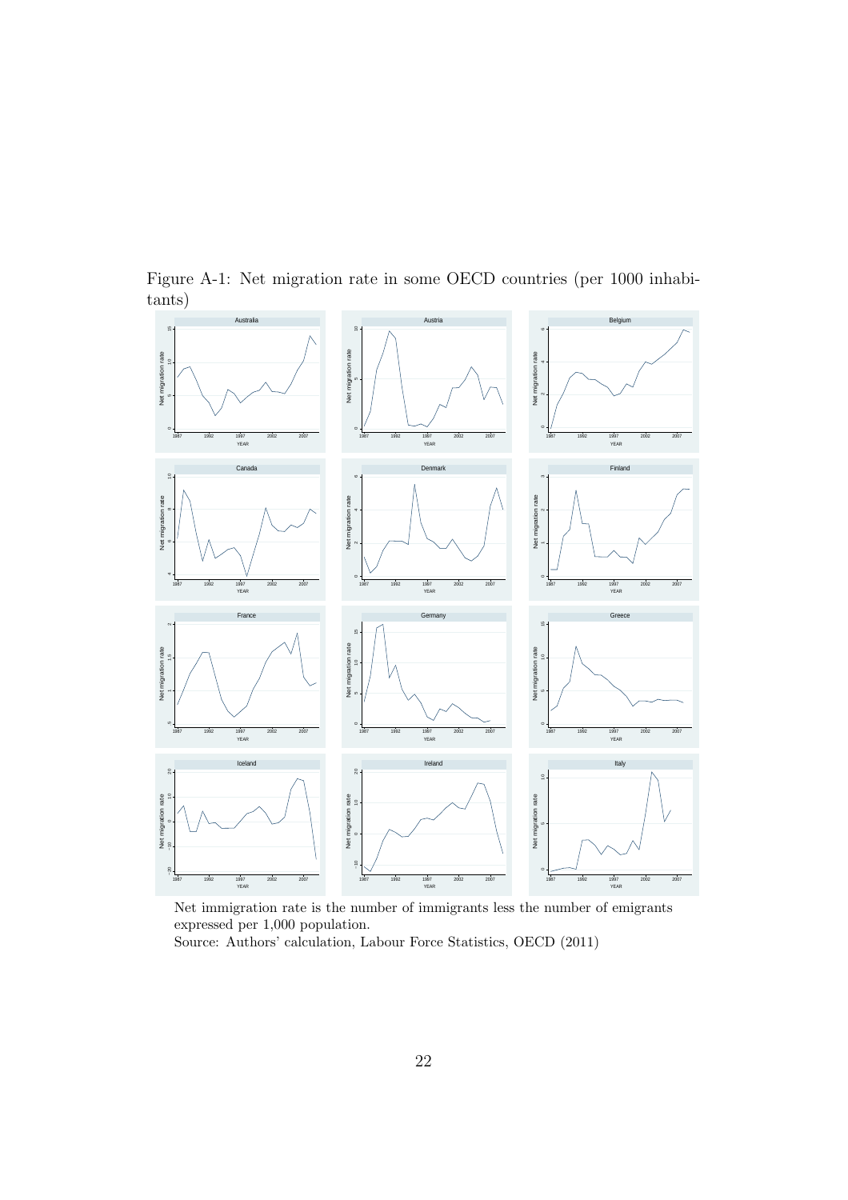Figure A-1: Net migration rate in some OECD countries (per 1000 inhabitants)

Australia

Austria

Belgium

Canada

Denmark

Finland

France

Germany

Greece

Iceland

Ireland

Italy

Net migration rate

YEAR

1987 1992 1997 2002 2007

Net immigration rate is the number of immigrants less the number of emigrants expressed per 1,000 population.

Source: Authors' calculation, Labour Force Statistics, OECD (2011)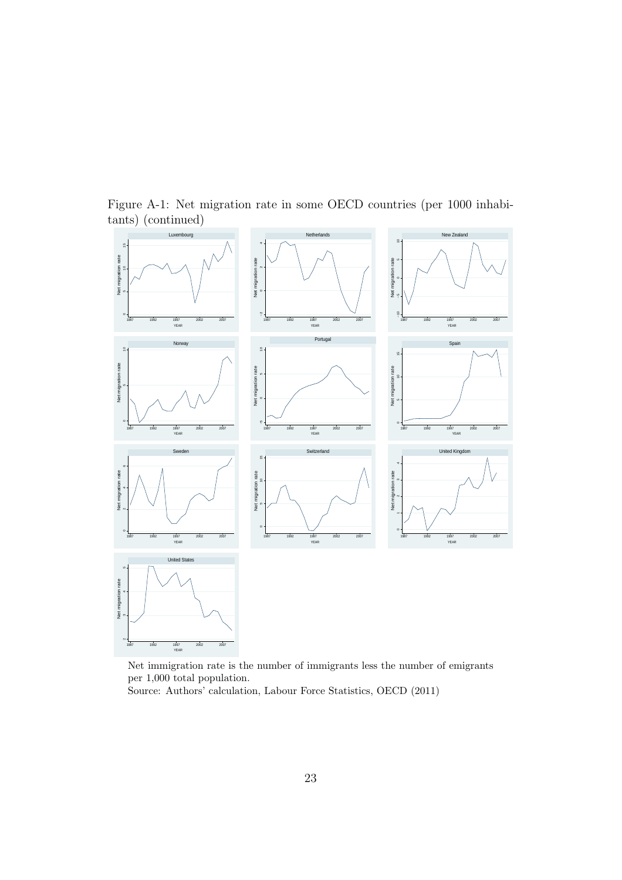Figure A-1: Net migration rate in some OECD countries (per 1000 inhabitants) (continued)

Luxembourg

Net migration rate

0 5 10 15

1987 1992 1997 2002 2007

YEAR

Netherlands

Net migration rate

-2 0 2 4

1987 1992 1997 2002 2007

YEAR

New Zealand

Net migration rate

-10 -5 0 5 10

1987 1992 1997 2002 2007

YEAR

Norway

Net migration rate

0 5 10

1987 1992 1997 2002 2007

YEAR

Portugal

Net migration rate

-5 0 5 10

1987 1992 1997 2002 2007

YEAR

Spain

Net migration rate

0 5 10 15

1987 1992 1997 2002 2007

YEAR

Sweden

Net migration rate

0 2 4 6

1987 1992 1997 2002 2007

YEAR

Switzerland

Net migration rate

0 5 10 15

1987 1992 1997 2002 2007

YEAR

United Kingdom

Net migration rate

0 1 2 3 4

1987 1992 1997 2002 2007

YEAR

United States

Net migration rate

2 3 4 5

1987 1992 1997 2002 2007

YEAR

Net immigration rate is the number of immigrants less the number of emigrants per 1,000 total population.
Source: Authors' calculation, Labour Force Statistics, OECD (2011)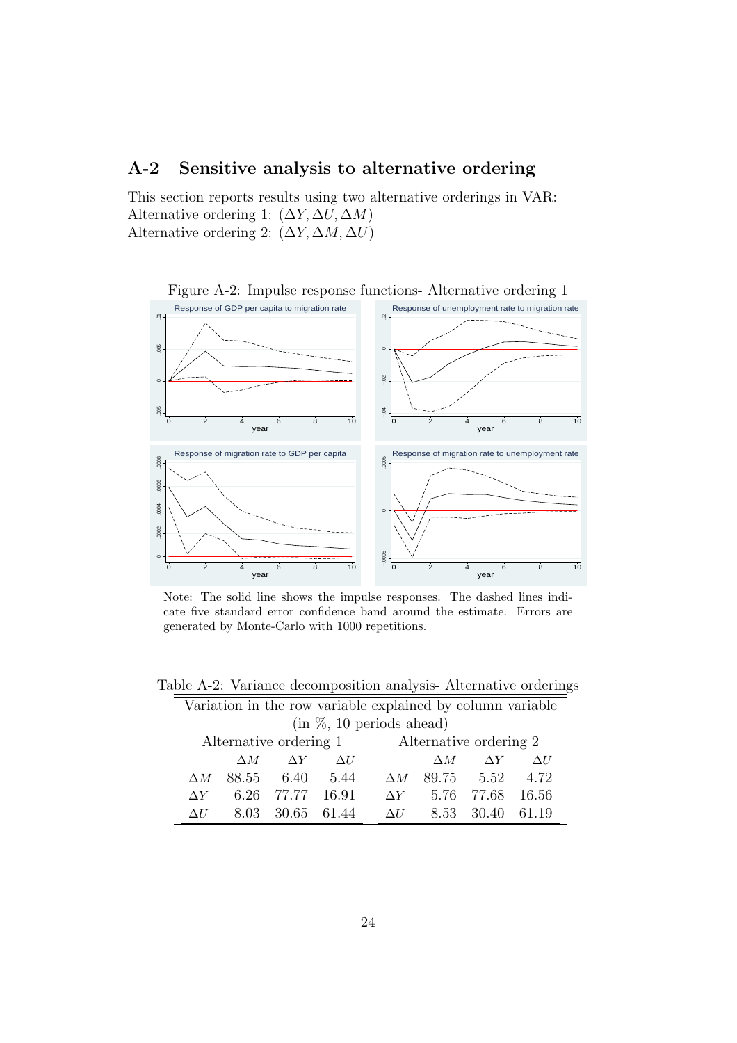## A-2 Sensitive analysis to alternative ordering

This section reports results using two alternative orderings in VAR:
Alternative ordering 1: $(\Delta Y, \Delta U, \Delta M)$
Alternative ordering 2: $(\Delta Y, \Delta M, \Delta U)$

Figure A-2: Impulse response functions- Alternative ordering 1

Response of GDP per capita to migration rate

.01
.005
0
-.005
0 2 4 6 8 10
year

Response of unemployment rate to migration rate

.02
0
-.02
-.04
0 2 4 6 8 10
year

Response of migration rate to GDP per capita

.0008
.0006
.0004
.0002
0
0 2 4 6 8 10
year

Response of migration rate to unemployment rate

.0005
0
-.0005
0 2 4 6 8 10
year

Note: The solid line shows the impulse responses. The dashed lines indicate five standard error confidence band around the estimate. Errors are generated by Monte-Carlo with 1000 repetitions.

Table A-2: Variance decomposition analysis- Alternative orderings

| Variation in the row variable explained by column variable (in %, 10 periods ahead) | | | | | | | |
|---|---|---|---|---|---|---|---|
| Alternative ordering 1 | | | | Alternative ordering 2 | | | |
| | $\Delta M$ | $\Delta Y$ | $\Delta U$ | | $\Delta M$ | $\Delta Y$ | $\Delta U$ |
| $\Delta M$ | 88.55 | 6.40 | 5.44 | $\Delta M$ | 89.75 | 5.52 | 4.72 |
| $\Delta Y$ | 6.26 | 77.77 | 16.91 | $\Delta Y$ | 5.76 | 77.68 | 16.56 |
| $\Delta U$ | 8.03 | 30.65 | 61.44 | $\Delta U$ | 8.53 | 30.40 | 61.19 |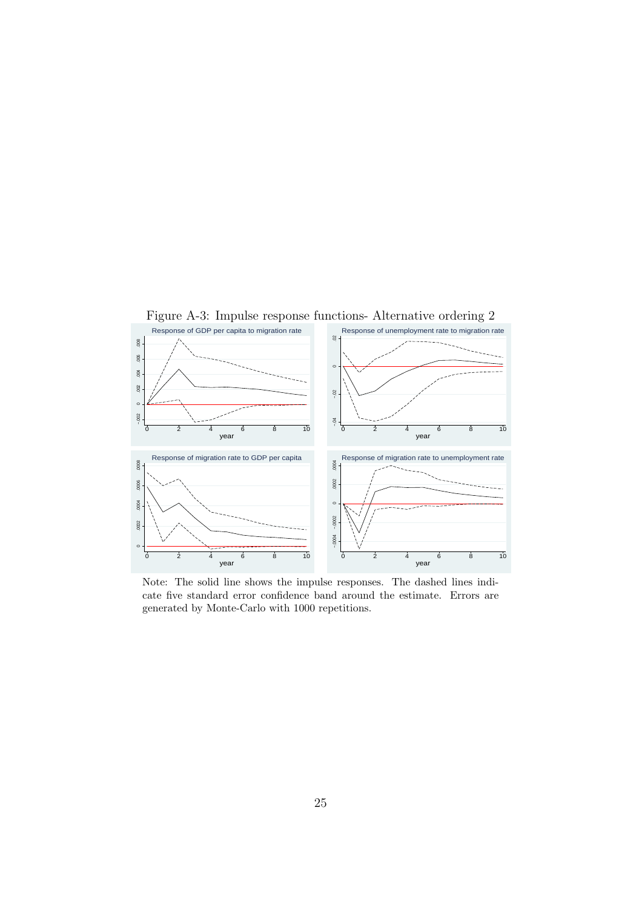Figure A-3: Impulse response functions- Alternative ordering 2

Response of GDP per capita to migration rate

-.002
0
.002
.004
.006
.008

0 2 4 6 8 10
year

Response of unemployment rate to migration rate

-.04
-.02
0
.02

0 2 4 6 8 10
year

Response of migration rate to GDP per capita

0
.0002
.0004
.0006
.0008

0 2 4 6 8 10
year

Response of migration rate to unemployment rate

-.0004
-.0002
0
.0002
.0004

0 2 4 6 8 10
year

Note: The solid line shows the impulse responses. The dashed lines indicate five standard error confidence band around the estimate. Errors are generated by Monte-Carlo with 1000 repetitions.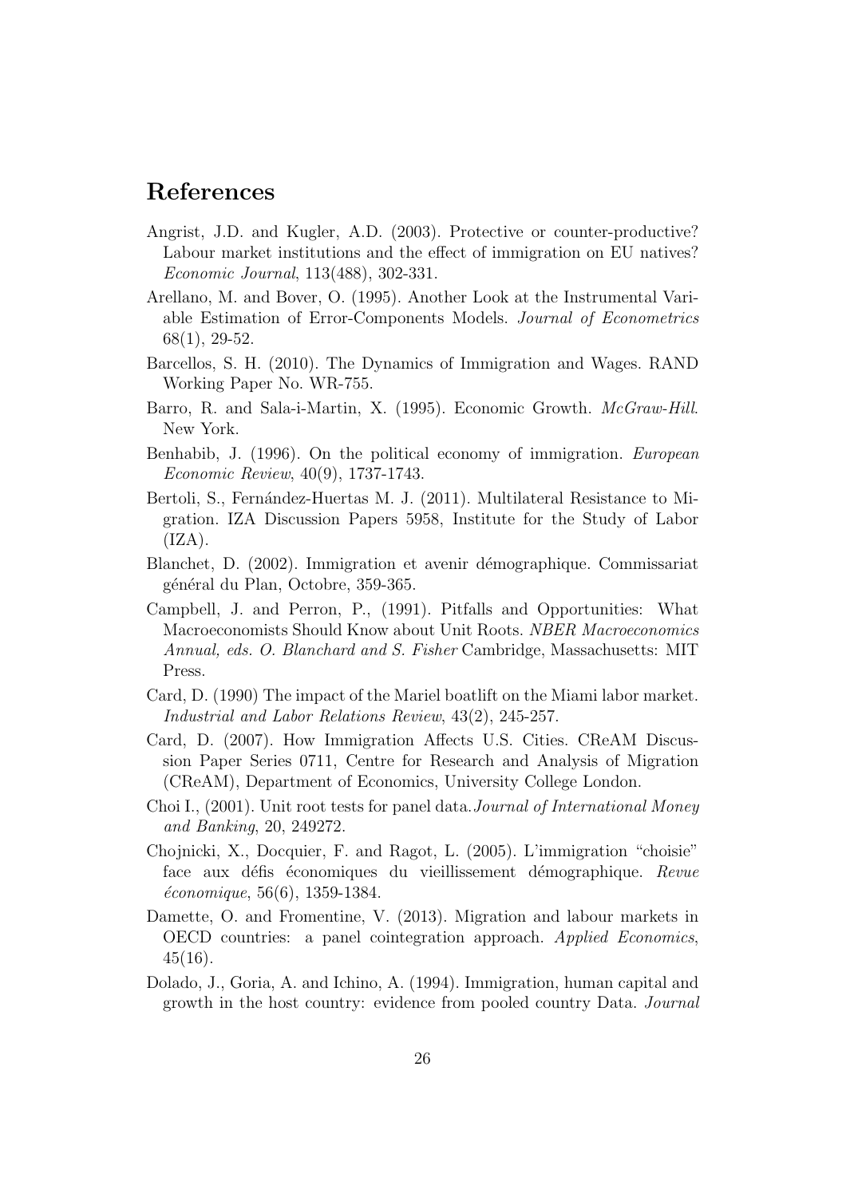## References

Angrist, J.D. and Kugler, A.D. (2003). Protective or counter-productive? Labour market institutions and the effect of immigration on EU natives? *Economic Journal*, 113(488), 302-331.

Arellano, M. and Bover, O. (1995). Another Look at the Instrumental Variable Estimation of Error-Components Models. *Journal of Econometrics* 68(1), 29-52.

Barcellos, S. H. (2010). The Dynamics of Immigration and Wages. RAND Working Paper No. WR-755.

Barro, R. and Sala-i-Martin, X. (1995). Economic Growth. *McGraw-Hill*. New York.

Benhabib, J. (1996). On the political economy of immigration. *European Economic Review*, 40(9), 1737-1743.

Bertoli, S., Fernández-Huertas M. J. (2011). Multilateral Resistance to Migration. IZA Discussion Papers 5958, Institute for the Study of Labor (IZA).

Blanchet, D. (2002). Immigration et avenir démographique. Commissariat général du Plan, Octobre, 359-365.

Campbell, J. and Perron, P., (1991). Pitfalls and Opportunities: What Macroeconomists Should Know about Unit Roots. *NBER Macroeconomics Annual, eds. O. Blanchard and S. Fisher* Cambridge, Massachusetts: MIT Press.

Card, D. (1990) The impact of the Mariel boatlift on the Miami labor market. *Industrial and Labor Relations Review*, 43(2), 245-257.

Card, D. (2007). How Immigration Affects U.S. Cities. CReAM Discussion Paper Series 0711, Centre for Research and Analysis of Migration (CReAM), Department of Economics, University College London.

Choi I., (2001). Unit root tests for panel data.*Journal of International Money and Banking*, 20, 249272.

Chojnicki, X., Docquier, F. and Ragot, L. (2005). L'immigration "choisie" face aux défis économiques du vieillissement démographique. *Revue économique*, 56(6), 1359-1384.

Damette, O. and Fromentine, V. (2013). Migration and labour markets in OECD countries: a panel cointegration approach. *Applied Economics*, 45(16).

Dolado, J., Goria, A. and Ichino, A. (1994). Immigration, human capital and growth in the host country: evidence from pooled country Data. *Journal*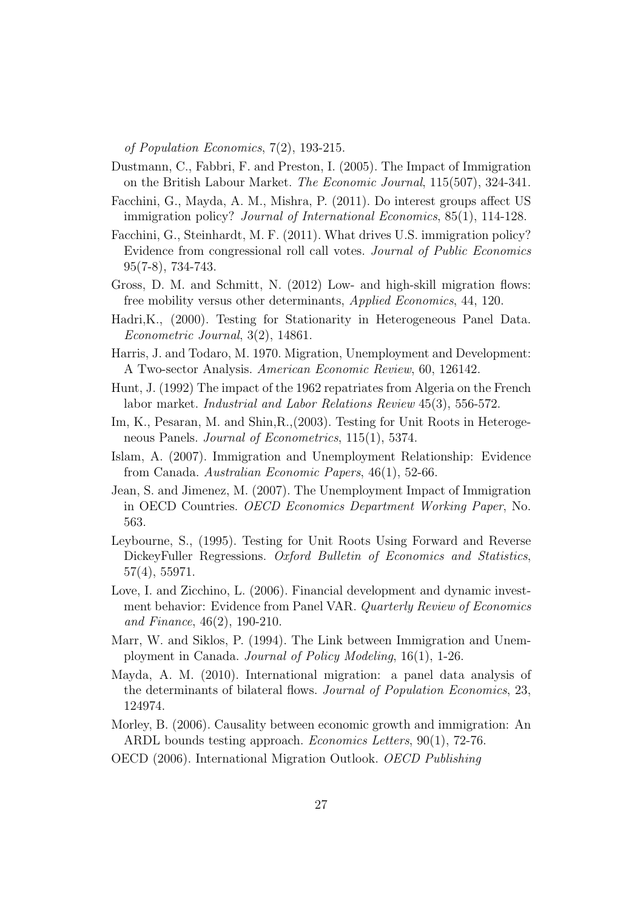*of Population Economics*, 7(2), 193-215.

Dustmann, C., Fabbri, F. and Preston, I. (2005). The Impact of Immigration on the British Labour Market. *The Economic Journal*, 115(507), 324-341.

Facchini, G., Mayda, A. M., Mishra, P. (2011). Do interest groups affect US immigration policy? *Journal of International Economics*, 85(1), 114-128.

Facchini, G., Steinhardt, M. F. (2011). What drives U.S. immigration policy? Evidence from congressional roll call votes. *Journal of Public Economics* 95(7-8), 734-743.

Gross, D. M. and Schmitt, N. (2012) Low- and high-skill migration flows: free mobility versus other determinants, *Applied Economics*, 44, 120.

Hadri,K., (2000). Testing for Stationarity in Heterogeneous Panel Data. *Econometric Journal*, 3(2), 14861.

Harris, J. and Todaro, M. 1970. Migration, Unemployment and Development: A Two-sector Analysis. *American Economic Review*, 60, 126142.

Hunt, J. (1992) The impact of the 1962 repatriates from Algeria on the French labor market. *Industrial and Labor Relations Review* 45(3), 556-572.

Im, K., Pesaran, M. and Shin,R.,(2003). Testing for Unit Roots in Heterogeneous Panels. *Journal of Econometrics*, 115(1), 5374.

Islam, A. (2007). Immigration and Unemployment Relationship: Evidence from Canada. *Australian Economic Papers*, 46(1), 52-66.

Jean, S. and Jimenez, M. (2007). The Unemployment Impact of Immigration in OECD Countries. *OECD Economics Department Working Paper*, No. 563.

Leybourne, S., (1995). Testing for Unit Roots Using Forward and Reverse DickeyFuller Regressions. *Oxford Bulletin of Economics and Statistics*, 57(4), 55971.

Love, I. and Zicchino, L. (2006). Financial development and dynamic investment behavior: Evidence from Panel VAR. *Quarterly Review of Economics and Finance*, 46(2), 190-210.

Marr, W. and Siklos, P. (1994). The Link between Immigration and Unemployment in Canada. *Journal of Policy Modeling*, 16(1), 1-26.

Mayda, A. M. (2010). International migration: a panel data analysis of the determinants of bilateral flows. *Journal of Population Economics*, 23, 124974.

Morley, B. (2006). Causality between economic growth and immigration: An ARDL bounds testing approach. *Economics Letters*, 90(1), 72-76.

OECD (2006). International Migration Outlook. *OECD Publishing*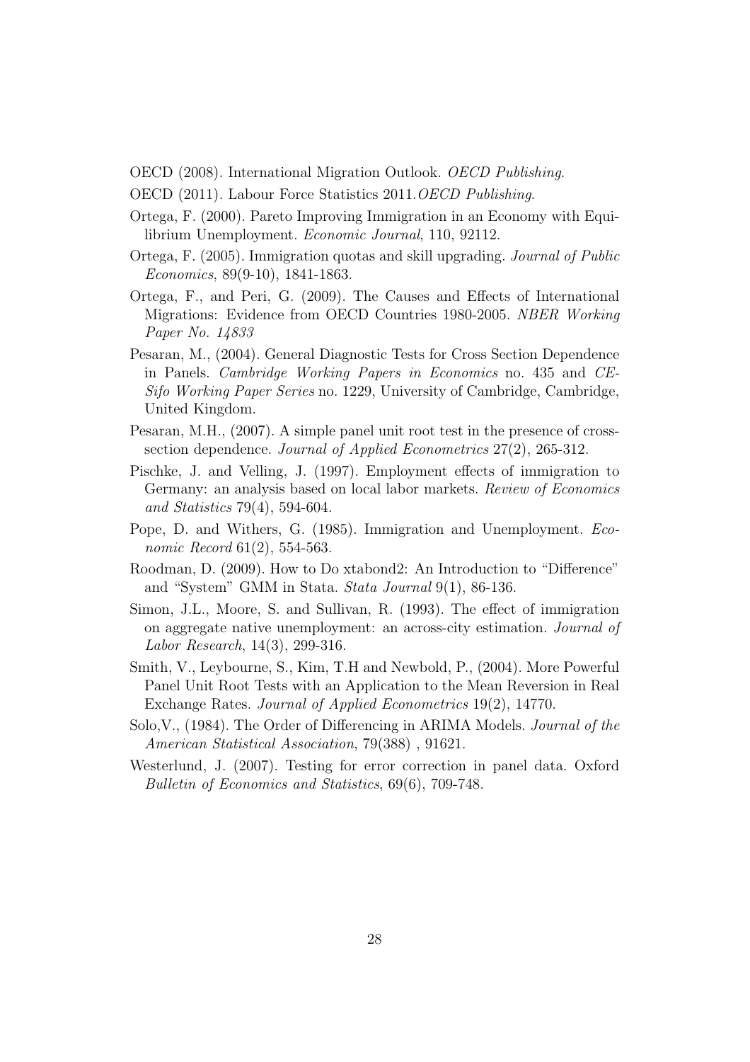OECD (2008). International Migration Outlook. *OECD Publishing*.

OECD (2011). Labour Force Statistics 2011.*OECD Publishing*.

Ortega, F. (2000). Pareto Improving Immigration in an Economy with Equilibrium Unemployment. *Economic Journal*, 110, 92112.

Ortega, F. (2005). Immigration quotas and skill upgrading. *Journal of Public Economics*, 89(9-10), 1841-1863.

Ortega, F., and Peri, G. (2009). The Causes and Effects of International Migrations: Evidence from OECD Countries 1980-2005. *NBER Working Paper No. 14833*

Pesaran, M., (2004). General Diagnostic Tests for Cross Section Dependence in Panels. *Cambridge Working Papers in Economics* no. 435 and *CESifo Working Paper Series* no. 1229, University of Cambridge, Cambridge, United Kingdom.

Pesaran, M.H., (2007). A simple panel unit root test in the presence of cross-section dependence. *Journal of Applied Econometrics* 27(2), 265-312.

Pischke, J. and Velling, J. (1997). Employment effects of immigration to Germany: an analysis based on local labor markets. *Review of Economics and Statistics* 79(4), 594-604.

Pope, D. and Withers, G. (1985). Immigration and Unemployment. *Economic Record* 61(2), 554-563.

Roodman, D. (2009). How to Do xtabond2: An Introduction to "Difference" and "System" GMM in Stata. *Stata Journal* 9(1), 86-136.

Simon, J.L., Moore, S. and Sullivan, R. (1993). The effect of immigration on aggregate native unemployment: an across-city estimation. *Journal of Labor Research*, 14(3), 299-316.

Smith, V., Leybourne, S., Kim, T.H and Newbold, P., (2004). More Powerful Panel Unit Root Tests with an Application to the Mean Reversion in Real Exchange Rates. *Journal of Applied Econometrics* 19(2), 14770.

Solo,V., (1984). The Order of Differencing in ARIMA Models. *Journal of the American Statistical Association*, 79(388) , 91621.

Westerlund, J. (2007). Testing for error correction in panel data. Oxford *Bulletin of Economics and Statistics*, 69(6), 709-748.